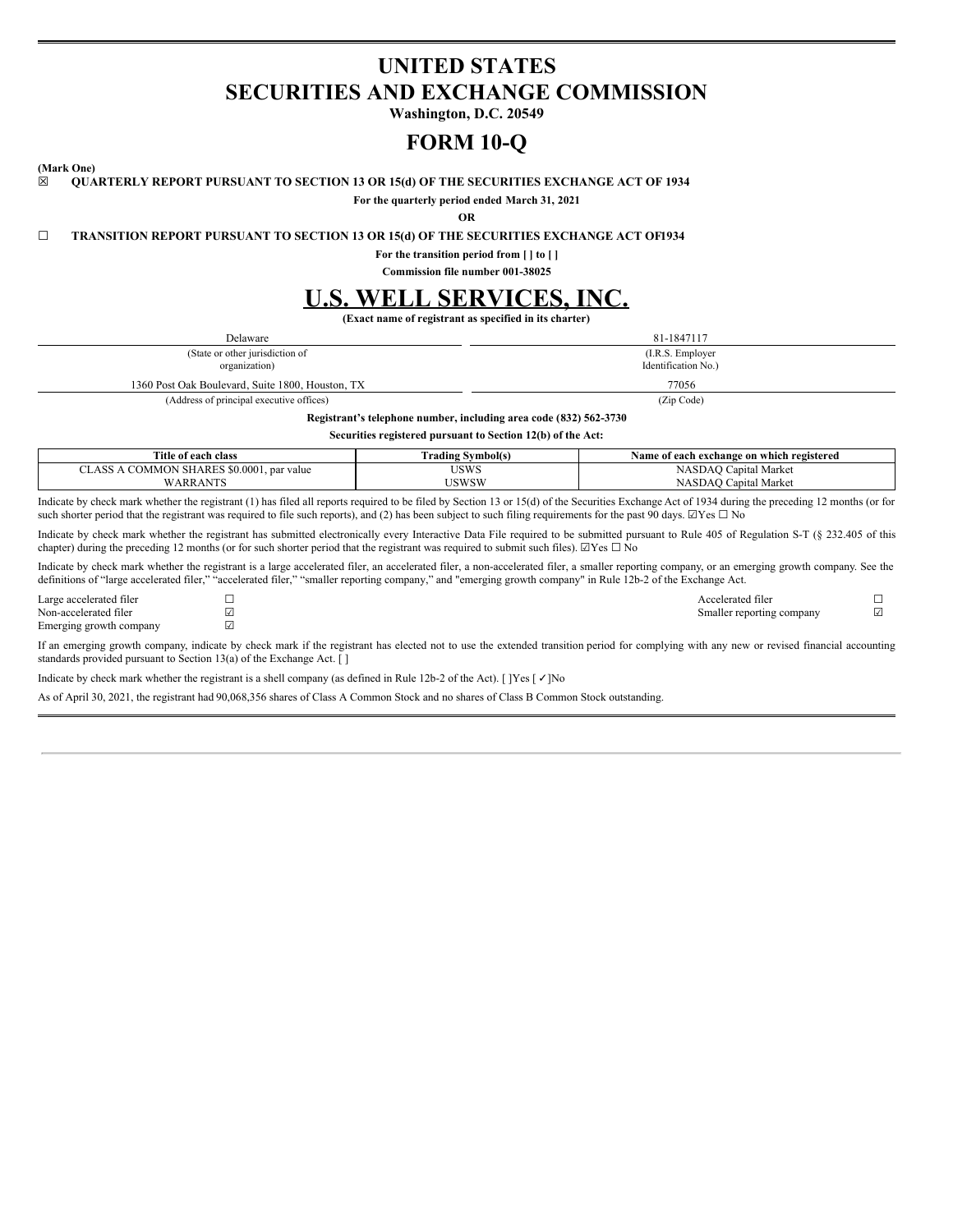# UNITED STATES
# SECURITIES AND EXCHANGE COMMISSION

**Washington, D.C. 20549**

# FORM 10-Q

**(Mark One)**

☒ **QUARTERLY REPORT PURSUANT TO SECTION 13 OR 15(d) OF THE SECURITIES EXCHANGE ACT OF 1934**

**For the quarterly period ended March 31, 2021**

**OR**

☐ **TRANSITION REPORT PURSUANT TO SECTION 13 OR 15(d) OF THE SECURITIES EXCHANGE ACT OF1934**

**For the transition period from [ ] to [ ]**

**Commission file number 001-38025**

# U.S. WELL SERVICES, INC.

**(Exact name of registrant as specified in its charter)**

| Delaware | 81-1847117 |
|---|---|
| (State or other jurisdiction of organization) | (I.R.S. Employer Identification No.) |
| 1360 Post Oak Boulevard, Suite 1800, Houston, TX | 77056 |
| (Address of principal executive offices) | (Zip Code) |

**Registrant's telephone number, including area code (832) 562-3730**

**Securities registered pursuant to Section 12(b) of the Act:**

| Title of each class | Trading Symbol(s) | Name of each exchange on which registered |
|---|---|---|
| CLASS A COMMON SHARES $0.0001, par value | USWS | NASDAQ Capital Market |
| WARRANTS | USWSW | NASDAQ Capital Market |

Indicate by check mark whether the registrant (1) has filed all reports required to be filed by Section 13 or 15(d) of the Securities Exchange Act of 1934 during the preceding 12 months (or for such shorter period that the registrant was required to file such reports), and (2) has been subject to such filing requirements for the past 90 days. ☑Yes ☐ No

Indicate by check mark whether the registrant has submitted electronically every Interactive Data File required to be submitted pursuant to Rule 405 of Regulation S-T (§ 232.405 of this chapter) during the preceding 12 months (or for such shorter period that the registrant was required to submit such files). ☑Yes ☐ No

Indicate by check mark whether the registrant is a large accelerated filer, an accelerated filer, a non-accelerated filer, a smaller reporting company, or an emerging growth company. See the definitions of "large accelerated filer," "accelerated filer," "smaller reporting company," and "emerging growth company" in Rule 12b-2 of the Exchange Act.

| | | | |
|---|---|---|---|
| Large accelerated filer | ☐ | Accelerated filer | ☐ |
| Non-accelerated filer | ☑ | Smaller reporting company | ☑ |
| Emerging growth company | ☑ | | |

If an emerging growth company, indicate by check mark if the registrant has elected not to use the extended transition period for complying with any new or revised financial accounting standards provided pursuant to Section 13(a) of the Exchange Act. [ ]

Indicate by check mark whether the registrant is a shell company (as defined in Rule 12b-2 of the Act). [ ]Yes [ ✓]No

As of April 30, 2021, the registrant had 90,068,356 shares of Class A Common Stock and no shares of Class B Common Stock outstanding.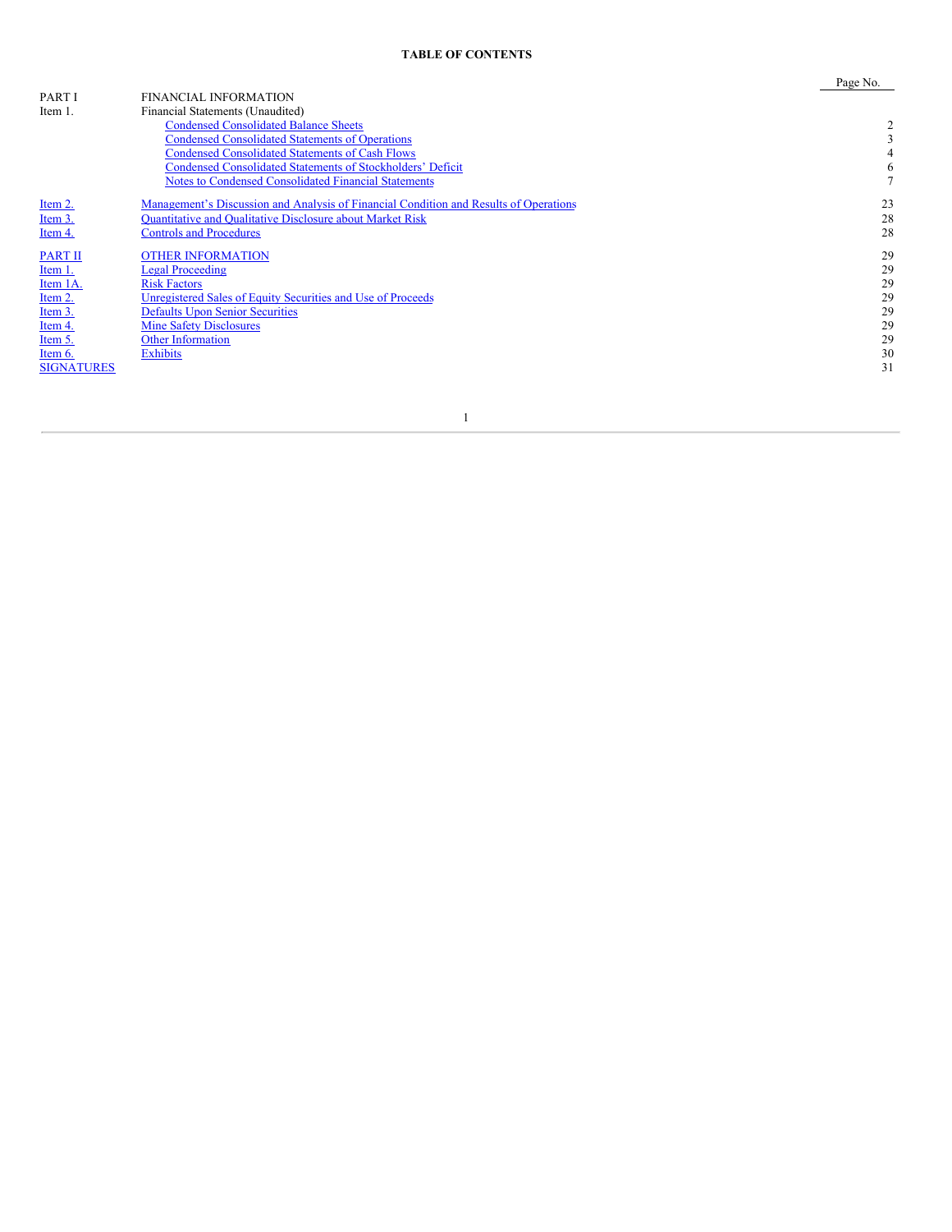**TABLE OF CONTENTS**

| | | Page No. |
|---|---|---|
| PART I | FINANCIAL INFORMATION | |
| Item 1. | Financial Statements (Unaudited) | |
| | Condensed Consolidated Balance Sheets | 2 |
| | Condensed Consolidated Statements of Operations | 3 |
| | Condensed Consolidated Statements of Cash Flows | 4 |
| | Condensed Consolidated Statements of Stockholders' Deficit | 6 |
| | Notes to Condensed Consolidated Financial Statements | 7 |
| Item 2. | Management's Discussion and Analysis of Financial Condition and Results of Operations | 23 |
| Item 3. | Quantitative and Qualitative Disclosure about Market Risk | 28 |
| Item 4. | Controls and Procedures | 28 |
| PART II | OTHER INFORMATION | 29 |
| Item 1. | Legal Proceeding | 29 |
| Item 1A. | Risk Factors | 29 |
| Item 2. | Unregistered Sales of Equity Securities and Use of Proceeds | 29 |
| Item 3. | Defaults Upon Senior Securities | 29 |
| Item 4. | Mine Safety Disclosures | 29 |
| Item 5. | Other Information | 29 |
| Item 6. | Exhibits | 30 |
| SIGNATURES | | 31 |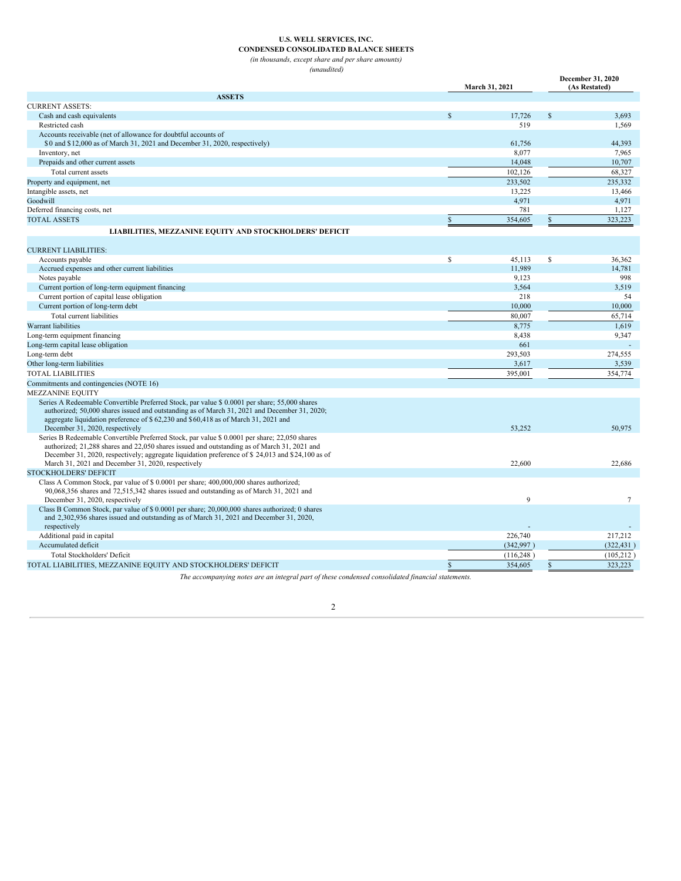**U.S. WELL SERVICES, INC.**

**CONDENSED CONSOLIDATED BALANCE SHEETS**

*(in thousands, except share and per share amounts)*

*(unaudited)*

| | March 31, 2021 | December 31, 2020 (As Restated) |
|---|---|---|
| **ASSETS** | | |
| CURRENT ASSETS: | | |
| Cash and cash equivalents | $ 17,726 | $ 3,693 |
| Restricted cash | 519 | 1,569 |
| Accounts receivable (net of allowance for doubtful accounts of $0 and $12,000 as of March 31, 2021 and December 31, 2020, respectively) | 61,756 | 44,393 |
| Inventory, net | 8,077 | 7,965 |
| Prepaids and other current assets | 14,048 | 10,707 |
| Total current assets | 102,126 | 68,327 |
| Property and equipment, net | 233,502 | 235,332 |
| Intangible assets, net | 13,225 | 13,466 |
| Goodwill | 4,971 | 4,971 |
| Deferred financing costs, net | 781 | 1,127 |
| TOTAL ASSETS | $ 354,605 | $ 323,223 |
| **LIABILITIES, MEZZANINE EQUITY AND STOCKHOLDERS' DEFICIT** | | |
| CURRENT LIABILITIES: | | |
| Accounts payable | $ 45,113 | $ 36,362 |
| Accrued expenses and other current liabilities | 11,989 | 14,781 |
| Notes payable | 9,123 | 998 |
| Current portion of long-term equipment financing | 3,564 | 3,519 |
| Current portion of capital lease obligation | 218 | 54 |
| Current portion of long-term debt | 10,000 | 10,000 |
| Total current liabilities | 80,007 | 65,714 |
| Warrant liabilities | 8,775 | 1,619 |
| Long-term equipment financing | 8,438 | 9,347 |
| Long-term capital lease obligation | 661 | - |
| Long-term debt | 293,503 | 274,555 |
| Other long-term liabilities | 3,617 | 3,539 |
| TOTAL LIABILITIES | 395,001 | 354,774 |
| Commitments and contingencies (NOTE 16) | | |
| MEZZANINE EQUITY | | |
| Series A Redeemable Convertible Preferred Stock, par value $ 0.0001 per share; 55,000 shares authorized; 50,000 shares issued and outstanding as of March 31, 2021 and December 31, 2020; aggregate liquidation preference of $ 62,230 and $60,418 as of March 31, 2021 and December 31, 2020, respectively | 53,252 | 50,975 |
| Series B Redeemable Convertible Preferred Stock, par value $ 0.0001 per share; 22,050 shares authorized; 21,288 shares and 22,050 shares issued and outstanding as of March 31, 2021 and December 31, 2020, respectively; aggregate liquidation preference of $ 24,013 and $24,100 as of March 31, 2021 and December 31, 2020, respectively | 22,600 | 22,686 |
| STOCKHOLDERS' DEFICIT | | |
| Class A Common Stock, par value of $ 0.0001 per share; 400,000,000 shares authorized; 90,068,356 shares and 72,515,342 shares issued and outstanding as of March 31, 2021 and December 31, 2020, respectively | 9 | 7 |
| Class B Common Stock, par value of $ 0.0001 per share; 20,000,000 shares authorized; 0 shares and 2,302,936 shares issued and outstanding as of March 31, 2021 and December 31, 2020, respectively | - | - |
| Additional paid in capital | 226,740 | 217,212 |
| Accumulated deficit | (342,997 ) | (322,431 ) |
| Total Stockholders' Deficit | (116,248 ) | (105,212 ) |
| TOTAL LIABILITIES, MEZZANINE EQUITY AND STOCKHOLDERS' DEFICIT | $ 354,605 | $ 323,223 |

*The accompanying notes are an integral part of these condensed consolidated financial statements.*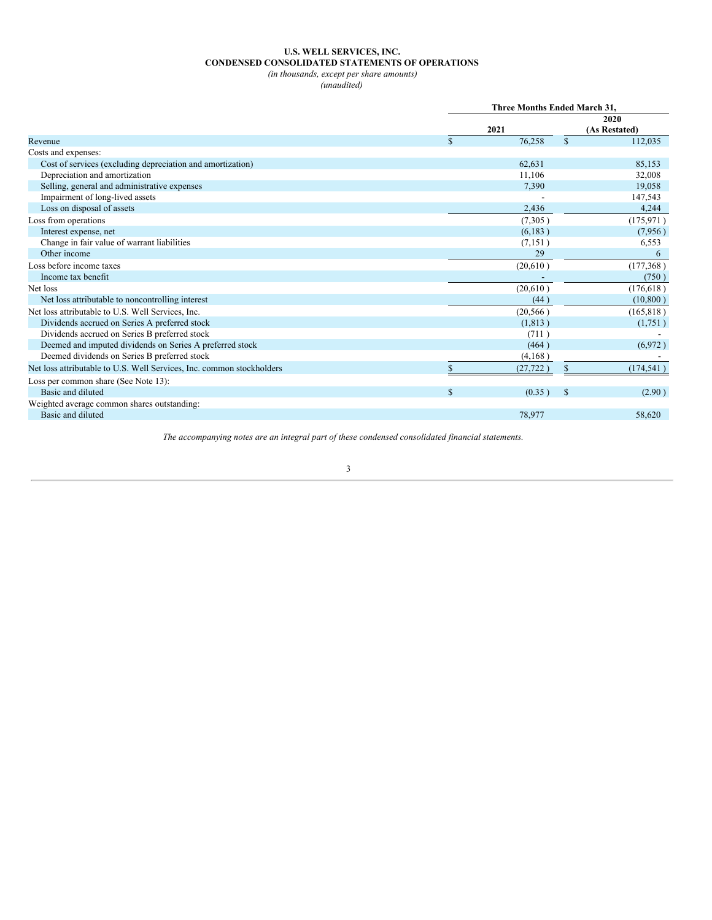**U.S. WELL SERVICES, INC.**
**CONDENSED CONSOLIDATED STATEMENTS OF OPERATIONS**
*(in thousands, except per share amounts)*
*(unaudited)*

| | Three Months Ended March 31, | |
|---|---|---|
| | 2021 | 2020 (As Restated) |
| Revenue | $ 76,258 | $ 112,035 |
| Costs and expenses: | | |
| Cost of services (excluding depreciation and amortization) | 62,631 | 85,153 |
| Depreciation and amortization | 11,106 | 32,008 |
| Selling, general and administrative expenses | 7,390 | 19,058 |
| Impairment of long-lived assets | - | 147,543 |
| Loss on disposal of assets | 2,436 | 4,244 |
| Loss from operations | (7,305) | (175,971) |
| Interest expense, net | (6,183) | (7,956) |
| Change in fair value of warrant liabilities | (7,151) | 6,553 |
| Other income | 29 | 6 |
| Loss before income taxes | (20,610) | (177,368) |
| Income tax benefit | - | (750) |
| Net loss | (20,610) | (176,618) |
| Net loss attributable to noncontrolling interest | (44) | (10,800) |
| Net loss attributable to U.S. Well Services, Inc. | (20,566) | (165,818) |
| Dividends accrued on Series A preferred stock | (1,813) | (1,751) |
| Dividends accrued on Series B preferred stock | (711) | - |
| Deemed and imputed dividends on Series A preferred stock | (464) | (6,972) |
| Deemed dividends on Series B preferred stock | (4,168) | - |
| Net loss attributable to U.S. Well Services, Inc. common stockholders | $ (27,722) | $ (174,541) |
| Loss per common share (See Note 13): | | |
| Basic and diluted | $ (0.35) | $ (2.90) |
| Weighted average common shares outstanding: | | |
| Basic and diluted | 78,977 | 58,620 |

*The accompanying notes are an integral part of these condensed consolidated financial statements.*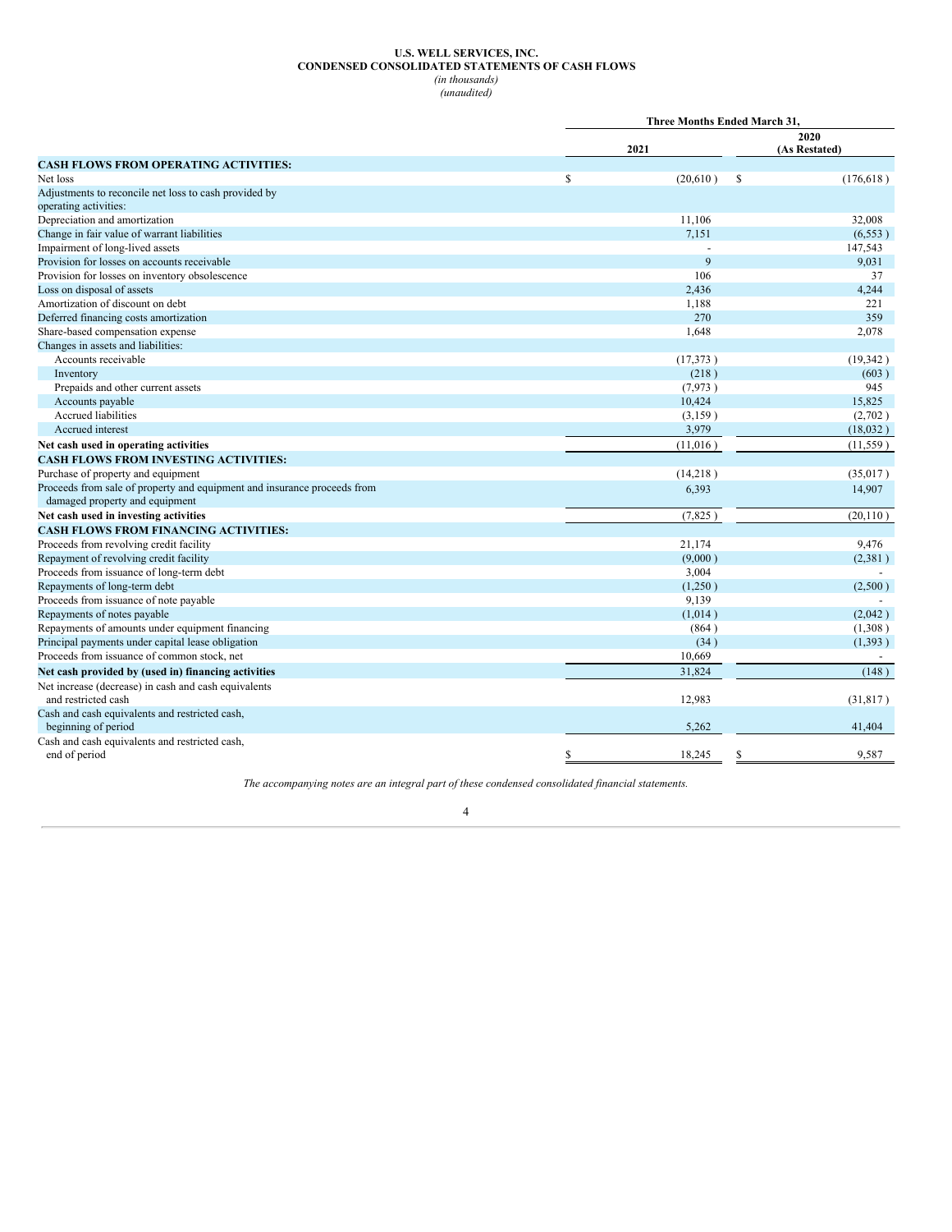**U.S. WELL SERVICES, INC.**
**CONDENSED CONSOLIDATED STATEMENTS OF CASH FLOWS**
*(in thousands)*
*(unaudited)*

| | Three Months Ended March 31, | |
|---|---|---|
| | 2021 | 2020 (As Restated) |
| **CASH FLOWS FROM OPERATING ACTIVITIES:** | | |
| Net loss | $ (20,610) | $ (176,618) |
| Adjustments to reconcile net loss to cash provided by operating activities: | | |
| Depreciation and amortization | 11,106 | 32,008 |
| Change in fair value of warrant liabilities | 7,151 | (6,553) |
| Impairment of long-lived assets | - | 147,543 |
| Provision for losses on accounts receivable | 9 | 9,031 |
| Provision for losses on inventory obsolescence | 106 | 37 |
| Loss on disposal of assets | 2,436 | 4,244 |
| Amortization of discount on debt | 1,188 | 221 |
| Deferred financing costs amortization | 270 | 359 |
| Share-based compensation expense | 1,648 | 2,078 |
| Changes in assets and liabilities: | | |
| Accounts receivable | (17,373) | (19,342) |
| Inventory | (218) | (603) |
| Prepaids and other current assets | (7,973) | 945 |
| Accounts payable | 10,424 | 15,825 |
| Accrued liabilities | (3,159) | (2,702) |
| Accrued interest | 3,979 | (18,032) |
| **Net cash used in operating activities** | (11,016) | (11,559) |
| **CASH FLOWS FROM INVESTING ACTIVITIES:** | | |
| Purchase of property and equipment | (14,218) | (35,017) |
| Proceeds from sale of property and equipment and insurance proceeds from damaged property and equipment | 6,393 | 14,907 |
| **Net cash used in investing activities** | (7,825) | (20,110) |
| **CASH FLOWS FROM FINANCING ACTIVITIES:** | | |
| Proceeds from revolving credit facility | 21,174 | 9,476 |
| Repayment of revolving credit facility | (9,000) | (2,381) |
| Proceeds from issuance of long-term debt | 3,004 | - |
| Repayments of long-term debt | (1,250) | (2,500) |
| Proceeds from issuance of note payable | 9,139 | - |
| Repayments of notes payable | (1,014) | (2,042) |
| Repayments of amounts under equipment financing | (864) | (1,308) |
| Principal payments under capital lease obligation | (34) | (1,393) |
| Proceeds from issuance of common stock, net | 10,669 | - |
| **Net cash provided by (used in) financing activities** | 31,824 | (148) |
| Net increase (decrease) in cash and cash equivalents and restricted cash | 12,983 | (31,817) |
| Cash and cash equivalents and restricted cash, beginning of period | 5,262 | 41,404 |
| Cash and cash equivalents and restricted cash, end of period | $ 18,245 | $ 9,587 |

*The accompanying notes are an integral part of these condensed consolidated financial statements.*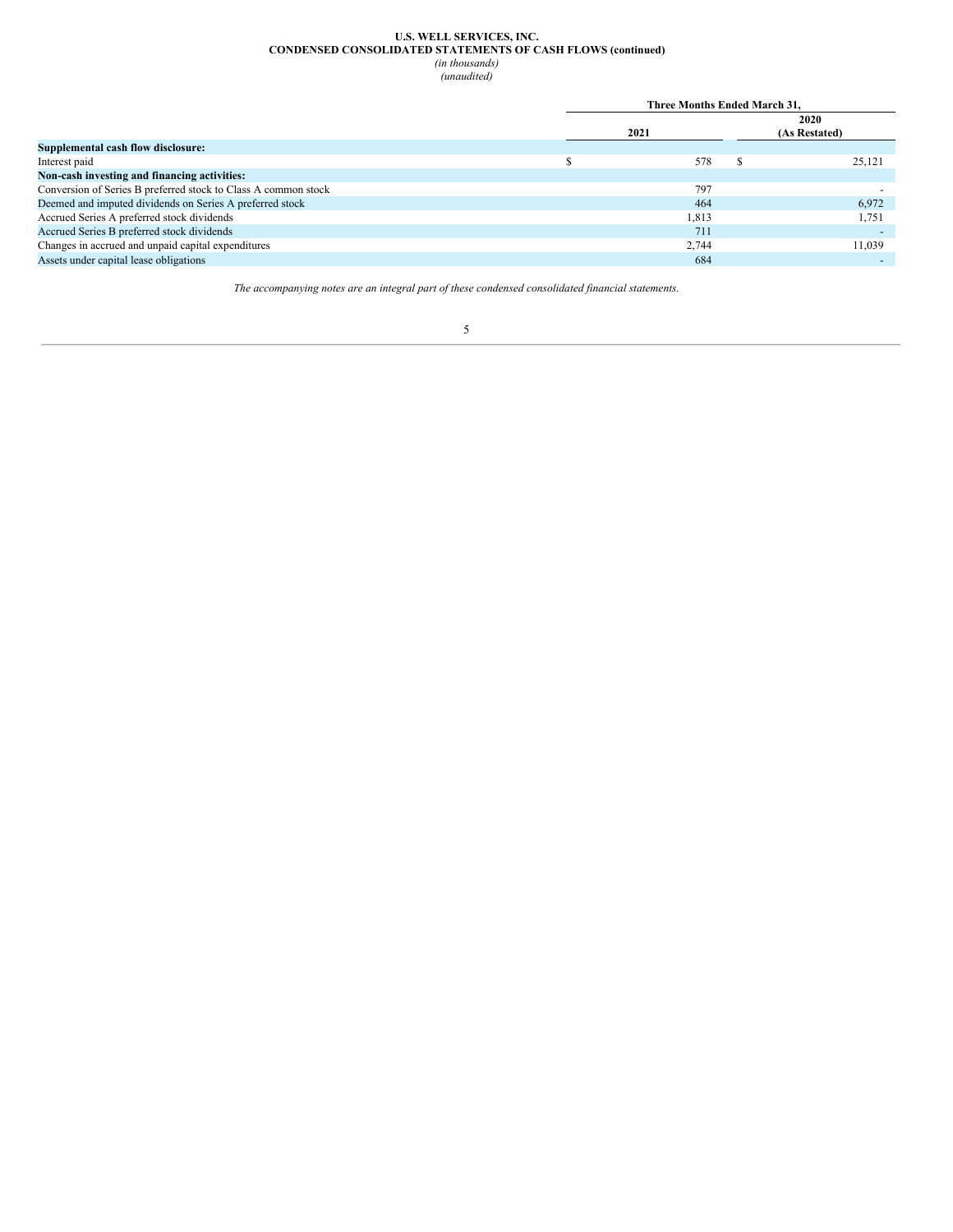**U.S. WELL SERVICES, INC.**
**CONDENSED CONSOLIDATED STATEMENTS OF CASH FLOWS (continued)**
*(in thousands)*
*(unaudited)*

| | Three Months Ended March 31, | |
|---|---|---|
| | 2021 | 2020 (As Restated) |
| **Supplemental cash flow disclosure:** | | |
| Interest paid | $ 578 | $ 25,121 |
| **Non-cash investing and financing activities:** | | |
| Conversion of Series B preferred stock to Class A common stock | 797 | - |
| Deemed and imputed dividends on Series A preferred stock | 464 | 6,972 |
| Accrued Series A preferred stock dividends | 1,813 | 1,751 |
| Accrued Series B preferred stock dividends | 711 | - |
| Changes in accrued and unpaid capital expenditures | 2,744 | 11,039 |
| Assets under capital lease obligations | 684 | - |

*The accompanying notes are an integral part of these condensed consolidated financial statements.*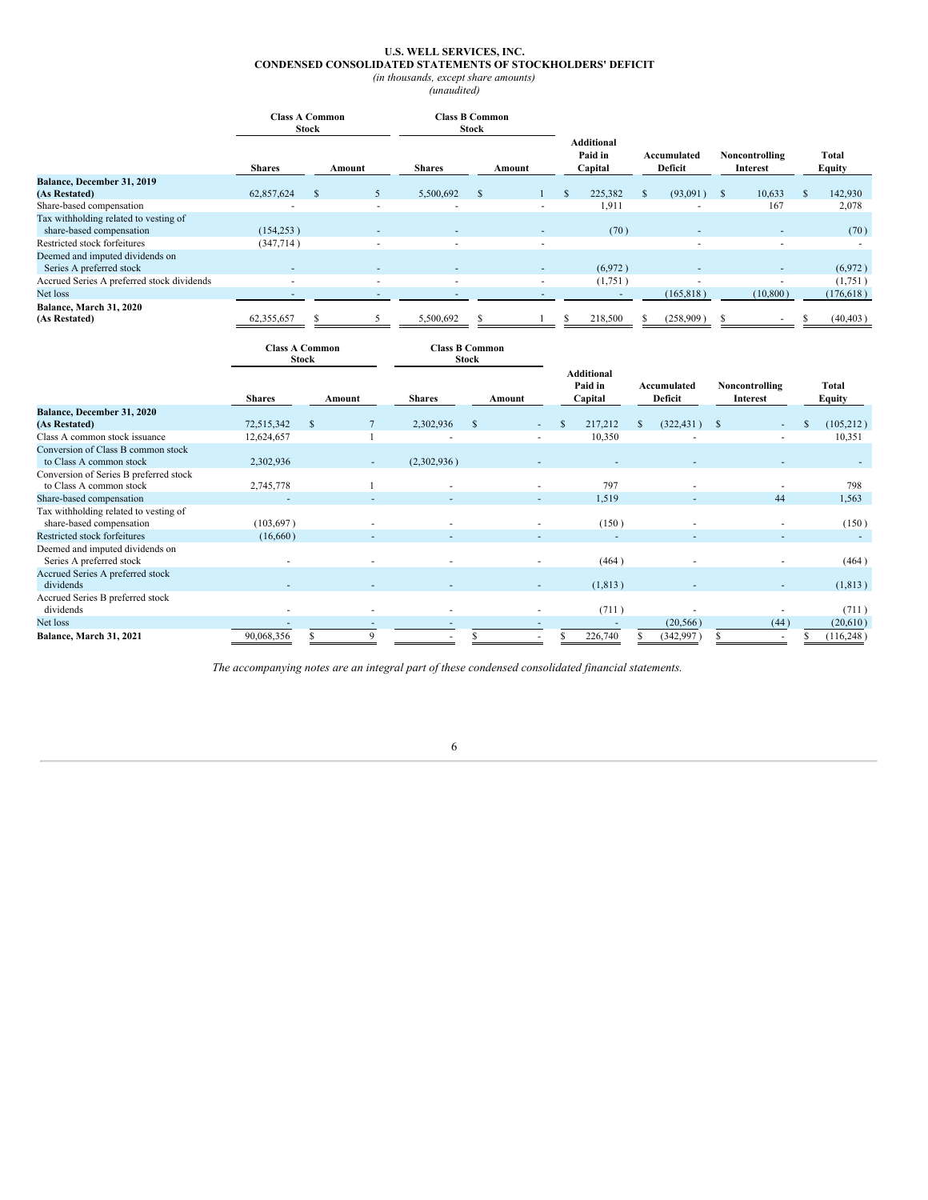**U.S. WELL SERVICES, INC.**
**CONDENSED CONSOLIDATED STATEMENTS OF STOCKHOLDERS' DEFICIT**
*(in thousands, except share amounts)*
*(unaudited)*

| | Class A Common Stock | | Class B Common Stock | | | | | |
|---|---|---|---|---|---|---|---|---|
| | Shares | Amount | Shares | Amount | Additional Paid in Capital | Accumulated Deficit | Noncontrolling Interest | Total Equity |
| **Balance, December 31, 2019 (As Restated)** | 62,857,624 | $ 5 | 5,500,692 | $ 1 | $ 225,382 | $ (93,091) | $ 10,633 | $ 142,930 |
| Share-based compensation | - | - | - | - | 1,911 | - | 167 | 2,078 |
| Tax withholding related to vesting of share-based compensation | (154,253) | - | - | - | (70) | - | - | (70) |
| Restricted stock forfeitures | (347,714) | - | - | - | - | - | - | - |
| Deemed and imputed dividends on Series A preferred stock | - | - | - | - | (6,972) | - | - | (6,972) |
| Accrued Series A preferred stock dividends | - | - | - | - | (1,751) | - | - | (1,751) |
| Net loss | - | - | - | - | - | (165,818) | (10,800) | (176,618) |
| **Balance, March 31, 2020 (As Restated)** | 62,355,657 | $ 5 | 5,500,692 | $ 1 | $ 218,500 | $ (258,909) | $ - | $ (40,403) |

| | Class A Common Stock | | Class B Common Stock | | | | | |
|---|---|---|---|---|---|---|---|---|
| | Shares | Amount | Shares | Amount | Additional Paid in Capital | Accumulated Deficit | Noncontrolling Interest | Total Equity |
| **Balance, December 31, 2020 (As Restated)** | 72,515,342 | $ 7 | 2,302,936 | $ - | $ 217,212 | $ (322,431) | $ - | $ (105,212) |
| Class A common stock issuance | 12,624,657 | 1 | - | - | 10,350 | - | - | 10,351 |
| Conversion of Class B common stock to Class A common stock | 2,302,936 | - | (2,302,936) | - | - | - | - | - |
| Conversion of Series B preferred stock to Class A common stock | 2,745,778 | 1 | - | - | 797 | - | - | 798 |
| Share-based compensation | - | - | - | - | 1,519 | - | 44 | 1,563 |
| Tax withholding related to vesting of share-based compensation | (103,697) | - | - | - | (150) | - | - | (150) |
| Restricted stock forfeitures | (16,660) | - | - | - | - | - | - | - |
| Deemed and imputed dividends on Series A preferred stock | - | - | - | - | (464) | - | - | (464) |
| Accrued Series A preferred stock dividends | - | - | - | - | (1,813) | - | - | (1,813) |
| Accrued Series B preferred stock dividends | - | - | - | - | (711) | - | - | (711) |
| Net loss | - | - | - | - | - | (20,566) | (44) | (20,610) |
| **Balance, March 31, 2021** | 90,068,356 | $ 9 | - | $ - | $ 226,740 | $ (342,997) | $ - | $ (116,248) |

*The accompanying notes are an integral part of these condensed consolidated financial statements.*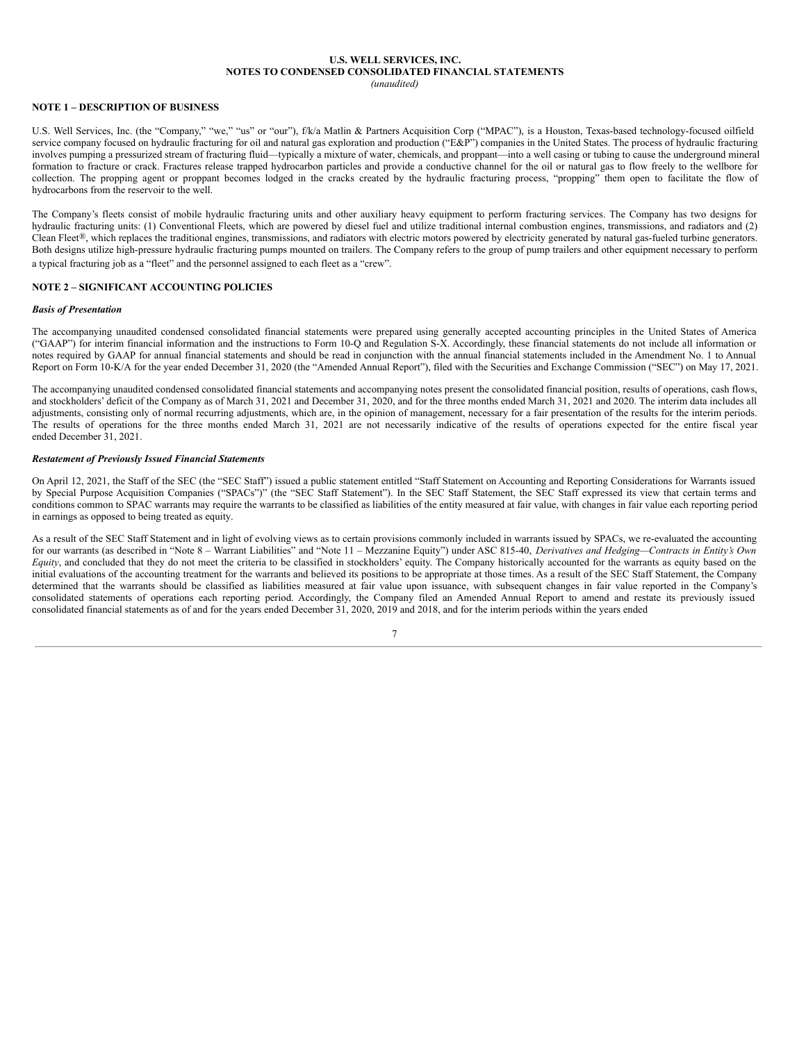**U.S. WELL SERVICES, INC.**
**NOTES TO CONDENSED CONSOLIDATED FINANCIAL STATEMENTS**
*(unaudited)*

## NOTE 1 – DESCRIPTION OF BUSINESS

U.S. Well Services, Inc. (the "Company," "we," "us" or "our"), f/k/a Matlin & Partners Acquisition Corp ("MPAC"), is a Houston, Texas-based technology-focused oilfield service company focused on hydraulic fracturing for oil and natural gas exploration and production ("E&P") companies in the United States. The process of hydraulic fracturing involves pumping a pressurized stream of fracturing fluid—typically a mixture of water, chemicals, and proppant—into a well casing or tubing to cause the underground mineral formation to fracture or crack. Fractures release trapped hydrocarbon particles and provide a conductive channel for the oil or natural gas to flow freely to the wellbore for collection. The propping agent or proppant becomes lodged in the cracks created by the hydraulic fracturing process, "propping" them open to facilitate the flow of hydrocarbons from the reservoir to the well.

The Company's fleets consist of mobile hydraulic fracturing units and other auxiliary heavy equipment to perform fracturing services. The Company has two designs for hydraulic fracturing units: (1) Conventional Fleets, which are powered by diesel fuel and utilize traditional internal combustion engines, transmissions, and radiators and (2) Clean Fleet®, which replaces the traditional engines, transmissions, and radiators with electric motors powered by electricity generated by natural gas-fueled turbine generators. Both designs utilize high-pressure hydraulic fracturing pumps mounted on trailers. The Company refers to the group of pump trailers and other equipment necessary to perform a typical fracturing job as a "fleet" and the personnel assigned to each fleet as a "crew".

## NOTE 2 – SIGNIFICANT ACCOUNTING POLICIES

***Basis of Presentation***

The accompanying unaudited condensed consolidated financial statements were prepared using generally accepted accounting principles in the United States of America ("GAAP") for interim financial information and the instructions to Form 10-Q and Regulation S-X. Accordingly, these financial statements do not include all information or notes required by GAAP for annual financial statements and should be read in conjunction with the annual financial statements included in the Amendment No. 1 to Annual Report on Form 10-K/A for the year ended December 31, 2020 (the "Amended Annual Report"), filed with the Securities and Exchange Commission ("SEC") on May 17, 2021.

The accompanying unaudited condensed consolidated financial statements and accompanying notes present the consolidated financial position, results of operations, cash flows, and stockholders' deficit of the Company as of March 31, 2021 and December 31, 2020, and for the three months ended March 31, 2021 and 2020. The interim data includes all adjustments, consisting only of normal recurring adjustments, which are, in the opinion of management, necessary for a fair presentation of the results for the interim periods. The results of operations for the three months ended March 31, 2021 are not necessarily indicative of the results of operations expected for the entire fiscal year ended December 31, 2021.

***Restatement of Previously Issued Financial Statements***

On April 12, 2021, the Staff of the SEC (the "SEC Staff") issued a public statement entitled "Staff Statement on Accounting and Reporting Considerations for Warrants issued by Special Purpose Acquisition Companies ("SPACs")" (the "SEC Staff Statement"). In the SEC Staff Statement, the SEC Staff expressed its view that certain terms and conditions common to SPAC warrants may require the warrants to be classified as liabilities of the entity measured at fair value, with changes in fair value each reporting period in earnings as opposed to being treated as equity.

As a result of the SEC Staff Statement and in light of evolving views as to certain provisions commonly included in warrants issued by SPACs, we re-evaluated the accounting for our warrants (as described in "Note 8 – Warrant Liabilities" and "Note 11 – Mezzanine Equity") under ASC 815-40, *Derivatives and Hedging—Contracts in Entity's Own Equity*, and concluded that they do not meet the criteria to be classified in stockholders' equity. The Company historically accounted for the warrants as equity based on the initial evaluations of the accounting treatment for the warrants and believed its positions to be appropriate at those times. As a result of the SEC Staff Statement, the Company determined that the warrants should be classified as liabilities measured at fair value upon issuance, with subsequent changes in fair value reported in the Company's consolidated statements of operations each reporting period. Accordingly, the Company filed an Amended Annual Report to amend and restate its previously issued consolidated financial statements as of and for the years ended December 31, 2020, 2019 and 2018, and for the interim periods within the years ended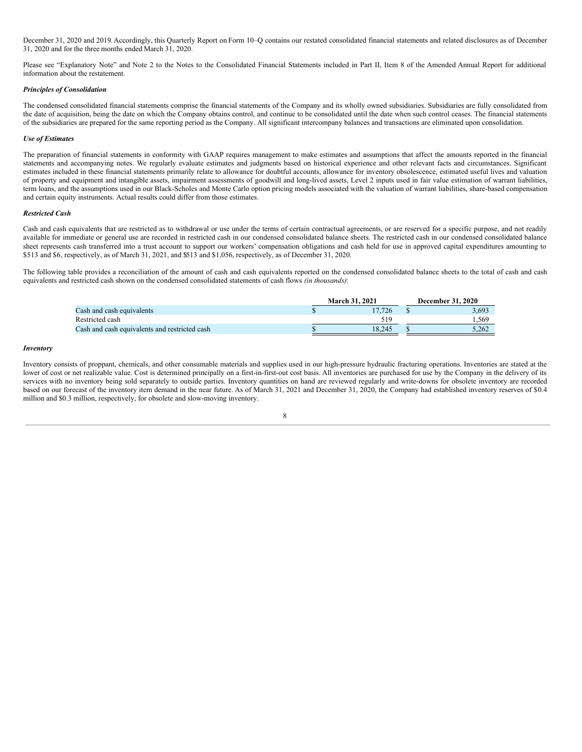December 31, 2020 and 2019. Accordingly, this Quarterly Report on Form 10–Q contains our restated consolidated financial statements and related disclosures as of December 31, 2020 and for the three months ended March 31, 2020.

Please see "Explanatory Note" and Note 2 to the Notes to the Consolidated Financial Statements included in Part II, Item 8 of the Amended Annual Report for additional information about the restatement.

***Principles of Consolidation***

The condensed consolidated financial statements comprise the financial statements of the Company and its wholly owned subsidiaries. Subsidiaries are fully consolidated from the date of acquisition, being the date on which the Company obtains control, and continue to be consolidated until the date when such control ceases. The financial statements of the subsidiaries are prepared for the same reporting period as the Company. All significant intercompany balances and transactions are eliminated upon consolidation.

***Use of Estimates***

The preparation of financial statements in conformity with GAAP requires management to make estimates and assumptions that affect the amounts reported in the financial statements and accompanying notes. We regularly evaluate estimates and judgments based on historical experience and other relevant facts and circumstances. Significant estimates included in these financial statements primarily relate to allowance for doubtful accounts, allowance for inventory obsolescence, estimated useful lives and valuation of property and equipment and intangible assets, impairment assessments of goodwill and long-lived assets, Level 2 inputs used in fair value estimation of warrant liabilities, term loans, and the assumptions used in our Black-Scholes and Monte Carlo option pricing models associated with the valuation of warrant liabilities, share-based compensation and certain equity instruments. Actual results could differ from those estimates.

***Restricted Cash***

Cash and cash equivalents that are restricted as to withdrawal or use under the terms of certain contractual agreements, or are reserved for a specific purpose, and not readily available for immediate or general use are recorded in restricted cash in our condensed consolidated balance sheets. The restricted cash in our condensed consolidated balance sheet represents cash transferred into a trust account to support our workers' compensation obligations and cash held for use in approved capital expenditures amounting to $513 and $6, respectively, as of March 31, 2021, and $513 and $1,056, respectively, as of December 31, 2020.

The following table provides a reconciliation of the amount of cash and cash equivalents reported on the condensed consolidated balance sheets to the total of cash and cash equivalents and restricted cash shown on the condensed consolidated statements of cash flows *(in thousands)*:

| | March 31, 2021 | December 31, 2020 |
|---|---|---|
| Cash and cash equivalents | $ 17,726 | $ 3,693 |
| Restricted cash | 519 | 1,569 |
| Cash and cash equivalents and restricted cash | $ 18,245 | $ 5,262 |

***Inventory***

Inventory consists of proppant, chemicals, and other consumable materials and supplies used in our high-pressure hydraulic fracturing operations. Inventories are stated at the lower of cost or net realizable value. Cost is determined principally on a first-in-first-out cost basis. All inventories are purchased for use by the Company in the delivery of its services with no inventory being sold separately to outside parties. Inventory quantities on hand are reviewed regularly and write-downs for obsolete inventory are recorded based on our forecast of the inventory item demand in the near future. As of March 31, 2021 and December 31, 2020, the Company had established inventory reserves of $0.4 million and $0.3 million, respectively, for obsolete and slow-moving inventory.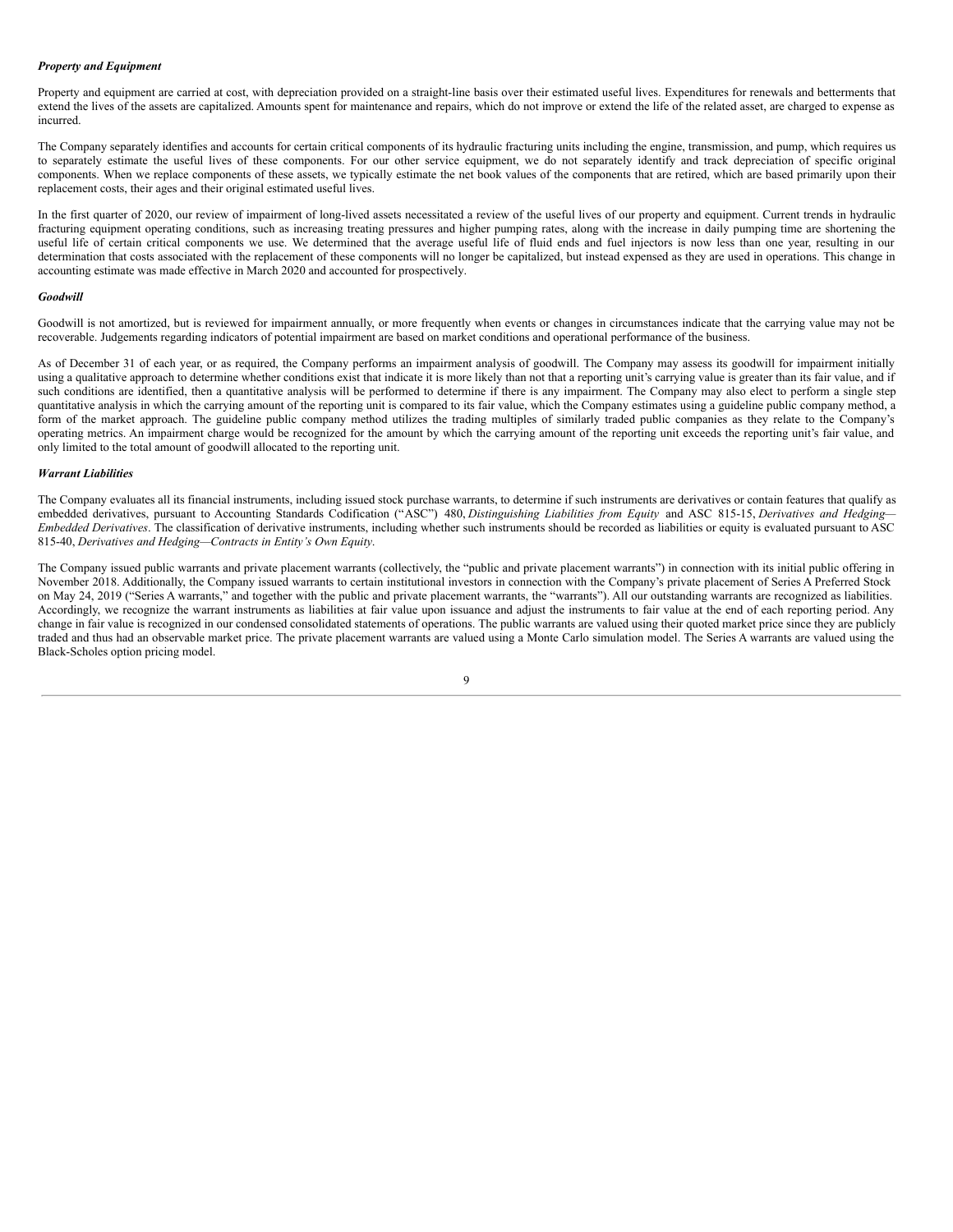***Property and Equipment***

Property and equipment are carried at cost, with depreciation provided on a straight-line basis over their estimated useful lives. Expenditures for renewals and betterments that extend the lives of the assets are capitalized. Amounts spent for maintenance and repairs, which do not improve or extend the life of the related asset, are charged to expense as incurred.

The Company separately identifies and accounts for certain critical components of its hydraulic fracturing units including the engine, transmission, and pump, which requires us to separately estimate the useful lives of these components. For our other service equipment, we do not separately identify and track depreciation of specific original components. When we replace components of these assets, we typically estimate the net book values of the components that are retired, which are based primarily upon their replacement costs, their ages and their original estimated useful lives.

In the first quarter of 2020, our review of impairment of long-lived assets necessitated a review of the useful lives of our property and equipment. Current trends in hydraulic fracturing equipment operating conditions, such as increasing treating pressures and higher pumping rates, along with the increase in daily pumping time are shortening the useful life of certain critical components we use. We determined that the average useful life of fluid ends and fuel injectors is now less than one year, resulting in our determination that costs associated with the replacement of these components will no longer be capitalized, but instead expensed as they are used in operations. This change in accounting estimate was made effective in March 2020 and accounted for prospectively.

***Goodwill***

Goodwill is not amortized, but is reviewed for impairment annually, or more frequently when events or changes in circumstances indicate that the carrying value may not be recoverable. Judgements regarding indicators of potential impairment are based on market conditions and operational performance of the business.

As of December 31 of each year, or as required, the Company performs an impairment analysis of goodwill. The Company may assess its goodwill for impairment initially using a qualitative approach to determine whether conditions exist that indicate it is more likely than not that a reporting unit's carrying value is greater than its fair value, and if such conditions are identified, then a quantitative analysis will be performed to determine if there is any impairment. The Company may also elect to perform a single step quantitative analysis in which the carrying amount of the reporting unit is compared to its fair value, which the Company estimates using a guideline public company method, a form of the market approach. The guideline public company method utilizes the trading multiples of similarly traded public companies as they relate to the Company's operating metrics. An impairment charge would be recognized for the amount by which the carrying amount of the reporting unit exceeds the reporting unit's fair value, and only limited to the total amount of goodwill allocated to the reporting unit.

***Warrant Liabilities***

The Company evaluates all its financial instruments, including issued stock purchase warrants, to determine if such instruments are derivatives or contain features that qualify as embedded derivatives, pursuant to Accounting Standards Codification ("ASC") 480, *Distinguishing Liabilities from Equity* and ASC 815-15, *Derivatives and Hedging—Embedded Derivatives*. The classification of derivative instruments, including whether such instruments should be recorded as liabilities or equity is evaluated pursuant to ASC 815-40, *Derivatives and Hedging—Contracts in Entity's Own Equity*.

The Company issued public warrants and private placement warrants (collectively, the "public and private placement warrants") in connection with its initial public offering in November 2018. Additionally, the Company issued warrants to certain institutional investors in connection with the Company's private placement of Series A Preferred Stock on May 24, 2019 ("Series A warrants," and together with the public and private placement warrants, the "warrants"). All our outstanding warrants are recognized as liabilities. Accordingly, we recognize the warrant instruments as liabilities at fair value upon issuance and adjust the instruments to fair value at the end of each reporting period. Any change in fair value is recognized in our condensed consolidated statements of operations. The public warrants are valued using their quoted market price since they are publicly traded and thus had an observable market price. The private placement warrants are valued using a Monte Carlo simulation model. The Series A warrants are valued using the Black-Scholes option pricing model.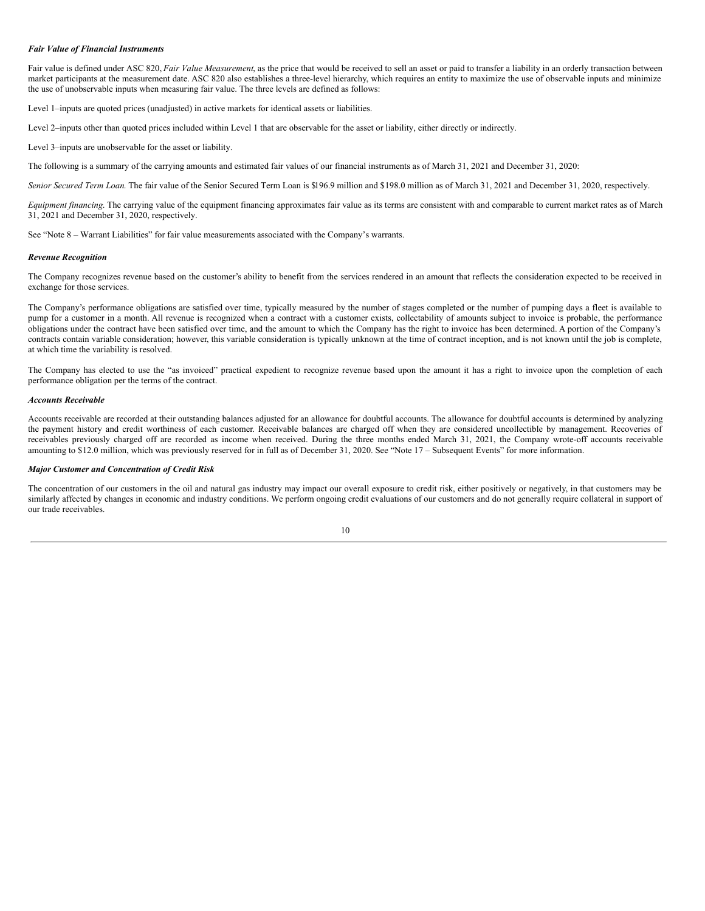***Fair Value of Financial Instruments***

Fair value is defined under ASC 820, *Fair Value Measurement*, as the price that would be received to sell an asset or paid to transfer a liability in an orderly transaction between market participants at the measurement date. ASC 820 also establishes a three-level hierarchy, which requires an entity to maximize the use of observable inputs and minimize the use of unobservable inputs when measuring fair value. The three levels are defined as follows:

Level 1–inputs are quoted prices (unadjusted) in active markets for identical assets or liabilities.

Level 2–inputs other than quoted prices included within Level 1 that are observable for the asset or liability, either directly or indirectly.

Level 3–inputs are unobservable for the asset or liability.

The following is a summary of the carrying amounts and estimated fair values of our financial instruments as of March 31, 2021 and December 31, 2020:

*Senior Secured Term Loan.* The fair value of the Senior Secured Term Loan is $196.9 million and $198.0 million as of March 31, 2021 and December 31, 2020, respectively.

*Equipment financing.* The carrying value of the equipment financing approximates fair value as its terms are consistent with and comparable to current market rates as of March 31, 2021 and December 31, 2020, respectively.

See "Note 8 – Warrant Liabilities" for fair value measurements associated with the Company's warrants.

***Revenue Recognition***

The Company recognizes revenue based on the customer's ability to benefit from the services rendered in an amount that reflects the consideration expected to be received in exchange for those services.

The Company's performance obligations are satisfied over time, typically measured by the number of stages completed or the number of pumping days a fleet is available to pump for a customer in a month. All revenue is recognized when a contract with a customer exists, collectability of amounts subject to invoice is probable, the performance obligations under the contract have been satisfied over time, and the amount to which the Company has the right to invoice has been determined. A portion of the Company's contracts contain variable consideration; however, this variable consideration is typically unknown at the time of contract inception, and is not known until the job is complete, at which time the variability is resolved.

The Company has elected to use the "as invoiced" practical expedient to recognize revenue based upon the amount it has a right to invoice upon the completion of each performance obligation per the terms of the contract.

***Accounts Receivable***

Accounts receivable are recorded at their outstanding balances adjusted for an allowance for doubtful accounts. The allowance for doubtful accounts is determined by analyzing the payment history and credit worthiness of each customer. Receivable balances are charged off when they are considered uncollectible by management. Recoveries of receivables previously charged off are recorded as income when received. During the three months ended March 31, 2021, the Company wrote-off accounts receivable amounting to $12.0 million, which was previously reserved for in full as of December 31, 2020. See "Note 17 – Subsequent Events" for more information.

***Major Customer and Concentration of Credit Risk***

The concentration of our customers in the oil and natural gas industry may impact our overall exposure to credit risk, either positively or negatively, in that customers may be similarly affected by changes in economic and industry conditions. We perform ongoing credit evaluations of our customers and do not generally require collateral in support of our trade receivables.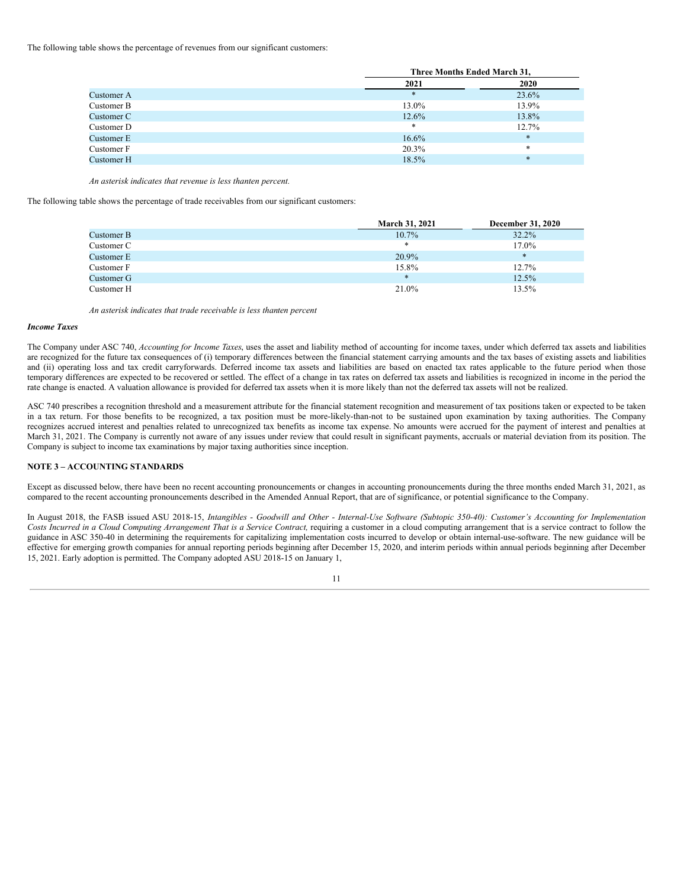The following table shows the percentage of revenues from our significant customers:

| | Three Months Ended March 31, | |
|---|---|---|
| | 2021 | 2020 |
| Customer A | * | 23.6% |
| Customer B | 13.0% | 13.9% |
| Customer C | 12.6% | 13.8% |
| Customer D | * | 12.7% |
| Customer E | 16.6% | * |
| Customer F | 20.3% | * |
| Customer H | 18.5% | * |

*An asterisk indicates that revenue is less thanten percent.*

The following table shows the percentage of trade receivables from our significant customers:

| | March 31, 2021 | December 31, 2020 |
|---|---|---|
| Customer B | 10.7% | 32.2% |
| Customer C | * | 17.0% |
| Customer E | 20.9% | * |
| Customer F | 15.8% | 12.7% |
| Customer G | * | 12.5% |
| Customer H | 21.0% | 13.5% |

*An asterisk indicates that trade receivable is less thanten percent*

***Income Taxes***

The Company under ASC 740, *Accounting for Income Taxes*, uses the asset and liability method of accounting for income taxes, under which deferred tax assets and liabilities are recognized for the future tax consequences of (i) temporary differences between the financial statement carrying amounts and the tax bases of existing assets and liabilities and (ii) operating loss and tax credit carryforwards. Deferred income tax assets and liabilities are based on enacted tax rates applicable to the future period when those temporary differences are expected to be recovered or settled. The effect of a change in tax rates on deferred tax assets and liabilities is recognized in income in the period the rate change is enacted. A valuation allowance is provided for deferred tax assets when it is more likely than not the deferred tax assets will not be realized.

ASC 740 prescribes a recognition threshold and a measurement attribute for the financial statement recognition and measurement of tax positions taken or expected to be taken in a tax return. For those benefits to be recognized, a tax position must be more-likely-than-not to be sustained upon examination by taxing authorities. The Company recognizes accrued interest and penalties related to unrecognized tax benefits as income tax expense. No amounts were accrued for the payment of interest and penalties at March 31, 2021. The Company is currently not aware of any issues under review that could result in significant payments, accruals or material deviation from its position. The Company is subject to income tax examinations by major taxing authorities since inception.

**NOTE 3 – ACCOUNTING STANDARDS**

Except as discussed below, there have been no recent accounting pronouncements or changes in accounting pronouncements during the three months ended March 31, 2021, as compared to the recent accounting pronouncements described in the Amended Annual Report, that are of significance, or potential significance to the Company.

In August 2018, the FASB issued ASU 2018-15, *Intangibles - Goodwill and Other - Internal-Use Software (Subtopic 350-40): Customer's Accounting for Implementation Costs Incurred in a Cloud Computing Arrangement That is a Service Contract,* requiring a customer in a cloud computing arrangement that is a service contract to follow the guidance in ASC 350-40 in determining the requirements for capitalizing implementation costs incurred to develop or obtain internal-use-software. The new guidance will be effective for emerging growth companies for annual reporting periods beginning after December 15, 2020, and interim periods within annual periods beginning after December 15, 2021. Early adoption is permitted. The Company adopted ASU 2018-15 on January 1,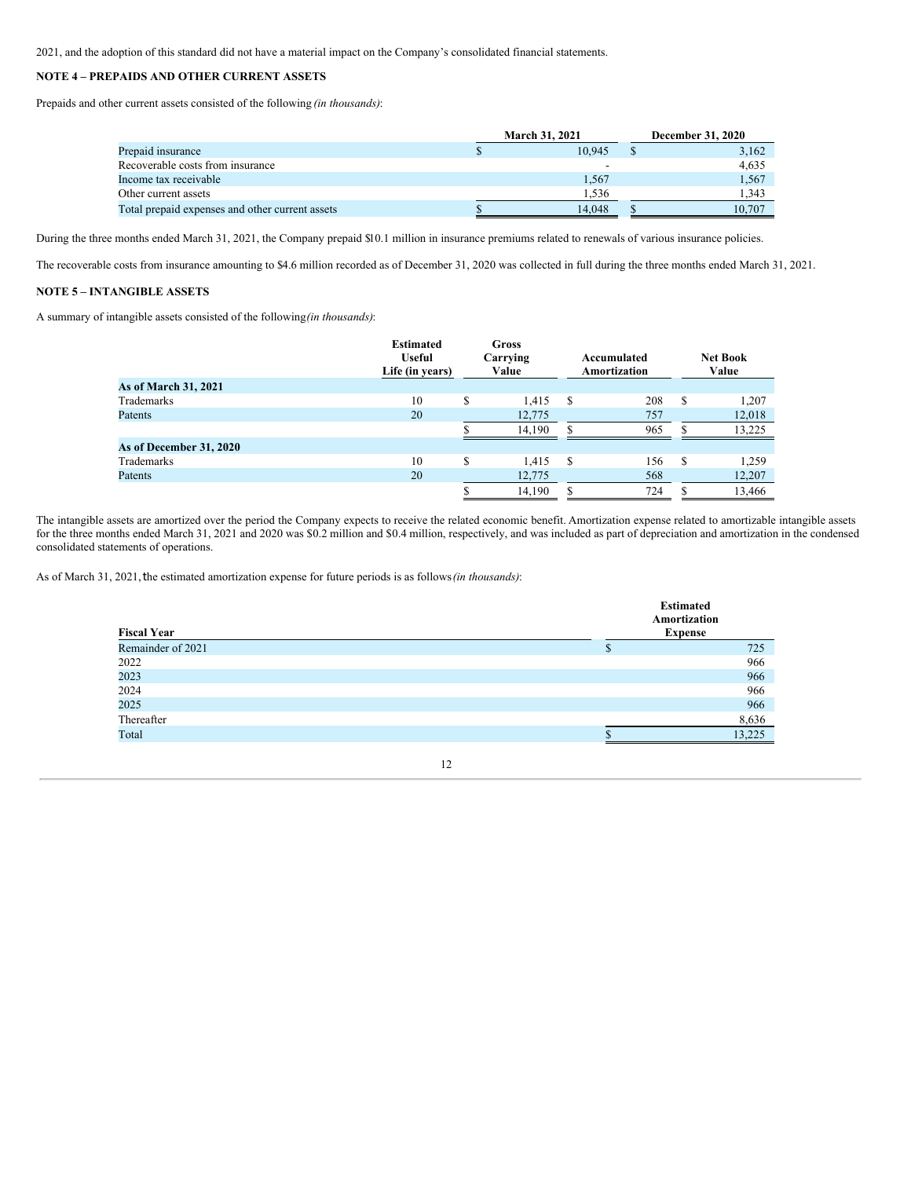2021, and the adoption of this standard did not have a material impact on the Company's consolidated financial statements.

**NOTE 4 – PREPAIDS AND OTHER CURRENT ASSETS**

Prepaids and other current assets consisted of the following *(in thousands)*:

| | March 31, 2021 | December 31, 2020 |
|---|---|---|
| Prepaid insurance | $ 10,945 | $ 3,162 |
| Recoverable costs from insurance | - | 4,635 |
| Income tax receivable | 1,567 | 1,567 |
| Other current assets | 1,536 | 1,343 |
| Total prepaid expenses and other current assets | $ 14,048 | $ 10,707 |

During the three months ended March 31, 2021, the Company prepaid $10.1 million in insurance premiums related to renewals of various insurance policies.

The recoverable costs from insurance amounting to $4.6 million recorded as of December 31, 2020 was collected in full during the three months ended March 31, 2021.

**NOTE 5 – INTANGIBLE ASSETS**

A summary of intangible assets consisted of the following *(in thousands)*:

| | Estimated Useful Life (in years) | Gross Carrying Value | Accumulated Amortization | Net Book Value |
|---|---|---|---|---|
| **As of March 31, 2021** | | | | |
| Trademarks | 10 | $ 1,415 | $ 208 | $ 1,207 |
| Patents | 20 | 12,775 | 757 | 12,018 |
| | | $ 14,190 | $ 965 | $ 13,225 |
| **As of December 31, 2020** | | | | |
| Trademarks | 10 | $ 1,415 | $ 156 | $ 1,259 |
| Patents | 20 | 12,775 | 568 | 12,207 |
| | | $ 14,190 | $ 724 | $ 13,466 |

The intangible assets are amortized over the period the Company expects to receive the related economic benefit. Amortization expense related to amortizable intangible assets for the three months ended March 31, 2021 and 2020 was $0.2 million and $0.4 million, respectively, and was included as part of depreciation and amortization in the condensed consolidated statements of operations.

As of March 31, 2021, the estimated amortization expense for future periods is as follows *(in thousands)*:

| Fiscal Year | Estimated Amortization Expense |
|---|---|
| Remainder of 2021 | $ 725 |
| 2022 | 966 |
| 2023 | 966 |
| 2024 | 966 |
| 2025 | 966 |
| Thereafter | 8,636 |
| Total | $ 13,225 |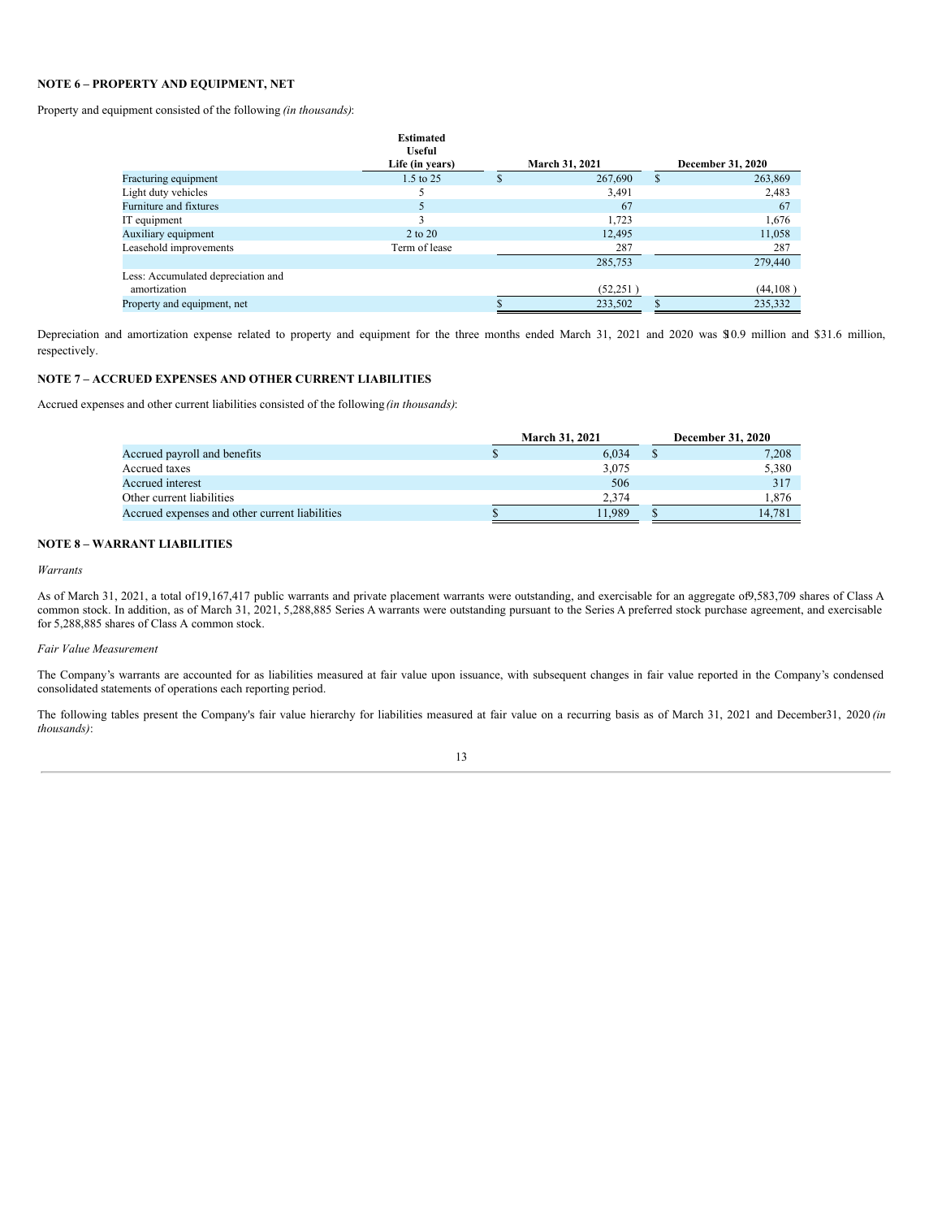## NOTE 6 – PROPERTY AND EQUIPMENT, NET

Property and equipment consisted of the following *(in thousands)*:

| | Estimated Useful Life (in years) | March 31, 2021 | December 31, 2020 |
|---|---|---|---|
| Fracturing equipment | 1.5 to 25 | $ 267,690 | $ 263,869 |
| Light duty vehicles | 5 | 3,491 | 2,483 |
| Furniture and fixtures | 5 | 67 | 67 |
| IT equipment | 3 | 1,723 | 1,676 |
| Auxiliary equipment | 2 to 20 | 12,495 | 11,058 |
| Leasehold improvements | Term of lease | 287 | 287 |
| | | 285,753 | 279,440 |
| Less: Accumulated depreciation and amortization | | (52,251 ) | (44,108 ) |
| Property and equipment, net | | $ 233,502 | $ 235,332 |

Depreciation and amortization expense related to property and equipment for the three months ended March 31, 2021 and 2020 was $10.9 million and $31.6 million, respectively.

## NOTE 7 – ACCRUED EXPENSES AND OTHER CURRENT LIABILITIES

Accrued expenses and other current liabilities consisted of the following *(in thousands)*:

| | March 31, 2021 | December 31, 2020 |
|---|---|---|
| Accrued payroll and benefits | $ 6,034 | $ 7,208 |
| Accrued taxes | 3,075 | 5,380 |
| Accrued interest | 506 | 317 |
| Other current liabilities | 2,374 | 1,876 |
| Accrued expenses and other current liabilities | $ 11,989 | $ 14,781 |

## NOTE 8 – WARRANT LIABILITIES

*Warrants*

As of March 31, 2021, a total of 19,167,417 public warrants and private placement warrants were outstanding, and exercisable for an aggregate of 9,583,709 shares of Class A common stock. In addition, as of March 31, 2021, 5,288,885 Series A warrants were outstanding pursuant to the Series A preferred stock purchase agreement, and exercisable for 5,288,885 shares of Class A common stock.

*Fair Value Measurement*

The Company's warrants are accounted for as liabilities measured at fair value upon issuance, with subsequent changes in fair value reported in the Company's condensed consolidated statements of operations each reporting period.

The following tables present the Company's fair value hierarchy for liabilities measured at fair value on a recurring basis as of March 31, 2021 and December 31, 2020 *(in thousands)*: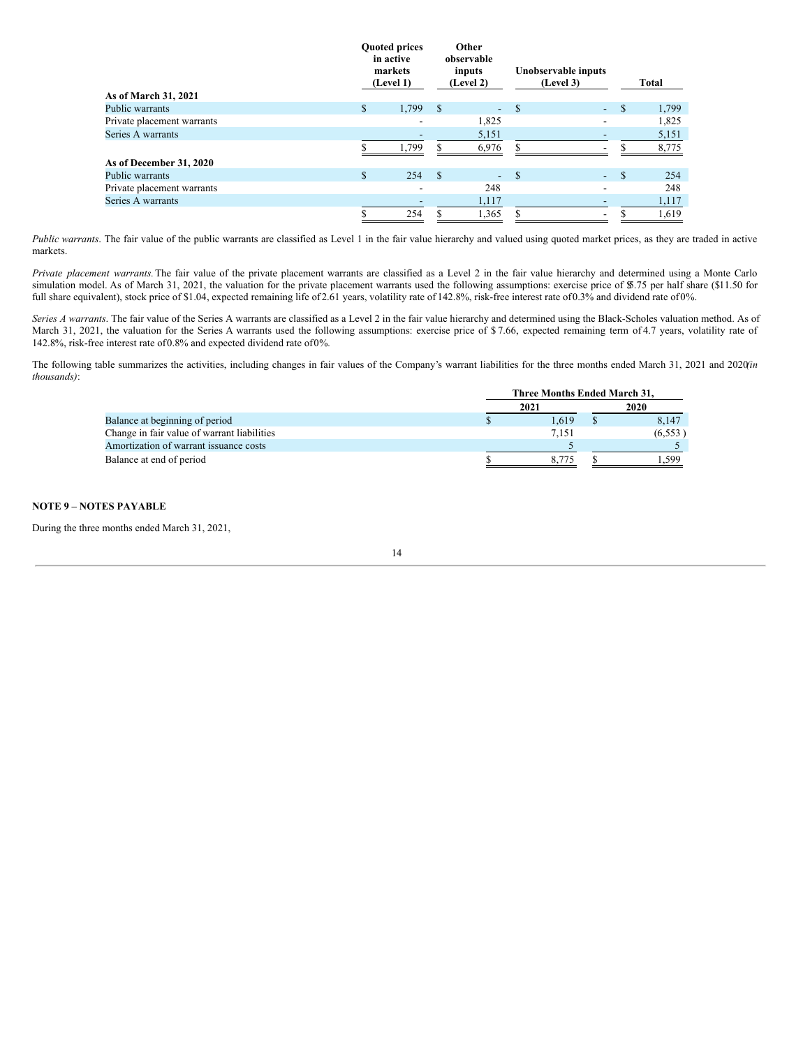| | Quoted prices in active markets (Level 1) | Other observable inputs (Level 2) | Unobservable inputs (Level 3) | Total |
|---|---|---|---|---|
| **As of March 31, 2021** | | | | |
| Public warrants | $ 1,799 | $ - | $ - | $ 1,799 |
| Private placement warrants | - | 1,825 | - | 1,825 |
| Series A warrants | - | 5,151 | - | 5,151 |
| | $ 1,799 | $ 6,976 | $ - | $ 8,775 |
| **As of December 31, 2020** | | | | |
| Public warrants | $ 254 | $ - | $ - | $ 254 |
| Private placement warrants | - | 248 | - | 248 |
| Series A warrants | - | 1,117 | - | 1,117 |
| | $ 254 | $ 1,365 | $ - | $ 1,619 |

*Public warrants*. The fair value of the public warrants are classified as Level 1 in the fair value hierarchy and valued using quoted market prices, as they are traded in active markets.

*Private placement warrants.* The fair value of the private placement warrants are classified as a Level 2 in the fair value hierarchy and determined using a Monte Carlo simulation model. As of March 31, 2021, the valuation for the private placement warrants used the following assumptions: exercise price of $5.75 per half share ($11.50 for full share equivalent), stock price of $1.04, expected remaining life of 2.61 years, volatility rate of 142.8%, risk-free interest rate of 0.3% and dividend rate of 0%.

*Series A warrants*. The fair value of the Series A warrants are classified as a Level 2 in the fair value hierarchy and determined using the Black-Scholes valuation method. As of March 31, 2021, the valuation for the Series A warrants used the following assumptions: exercise price of $ 7.66, expected remaining term of 4.7 years, volatility rate of 142.8%, risk-free interest rate of 0.8% and expected dividend rate of 0%.

The following table summarizes the activities, including changes in fair values of the Company's warrant liabilities for the three months ended March 31, 2021 and 2020 *(in thousands)*:

| | Three Months Ended March 31, | |
|---|---|---|
| | 2021 | 2020 |
| Balance at beginning of period | $ 1,619 | $ 8,147 |
| Change in fair value of warrant liabilities | 7,151 | (6,553 ) |
| Amortization of warrant issuance costs | 5 | 5 |
| Balance at end of period | $ 8,775 | $ 1,599 |

**NOTE 9 – NOTES PAYABLE**

During the three months ended March 31, 2021,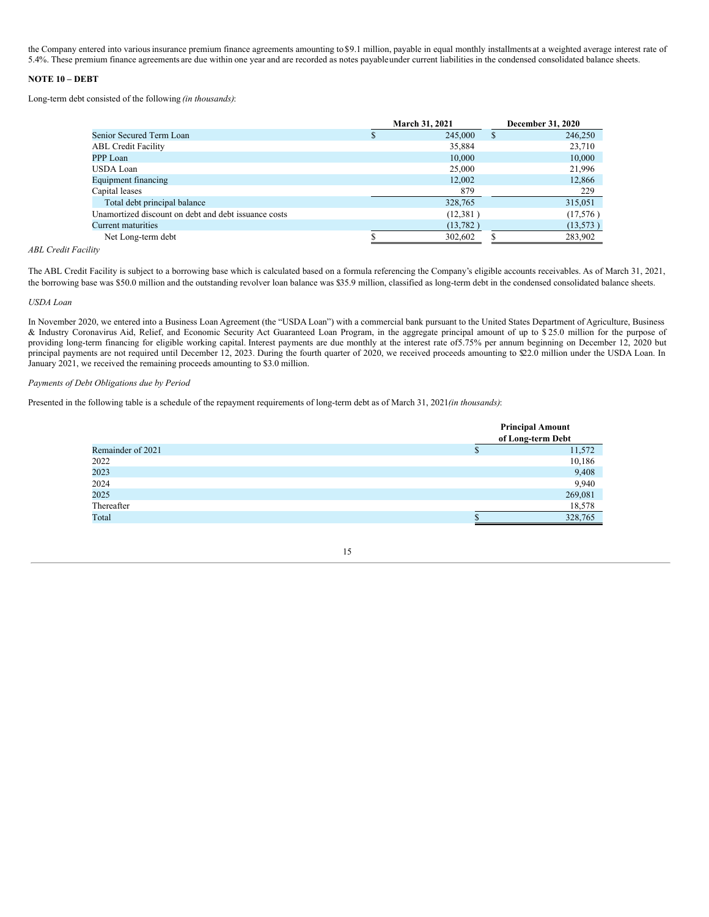the Company entered into various insurance premium finance agreements amounting to $9.1 million, payable in equal monthly installments at a weighted average interest rate of 5.4%. These premium finance agreements are due within one year and are recorded as notes payable under current liabilities in the condensed consolidated balance sheets.

**NOTE 10 – DEBT**

Long-term debt consisted of the following *(in thousands)*:

| | March 31, 2021 | December 31, 2020 |
|---|---|---|
| Senior Secured Term Loan | $ 245,000 | $ 246,250 |
| ABL Credit Facility | 35,884 | 23,710 |
| PPP Loan | 10,000 | 10,000 |
| USDA Loan | 25,000 | 21,996 |
| Equipment financing | 12,002 | 12,866 |
| Capital leases | 879 | 229 |
| Total debt principal balance | 328,765 | 315,051 |
| Unamortized discount on debt and debt issuance costs | (12,381 ) | (17,576 ) |
| Current maturities | (13,782 ) | (13,573 ) |
| Net Long-term debt | $ 302,602 | $ 283,902 |

*ABL Credit Facility*

The ABL Credit Facility is subject to a borrowing base which is calculated based on a formula referencing the Company's eligible accounts receivables. As of March 31, 2021, the borrowing base was $50.0 million and the outstanding revolver loan balance was $35.9 million, classified as long-term debt in the condensed consolidated balance sheets.

*USDA Loan*

In November 2020, we entered into a Business Loan Agreement (the "USDA Loan") with a commercial bank pursuant to the United States Department of Agriculture, Business & Industry Coronavirus Aid, Relief, and Economic Security Act Guaranteed Loan Program, in the aggregate principal amount of up to $25.0 million for the purpose of providing long-term financing for eligible working capital. Interest payments are due monthly at the interest rate of 5.75% per annum beginning on December 12, 2020 but principal payments are not required until December 12, 2023. During the fourth quarter of 2020, we received proceeds amounting to $22.0 million under the USDA Loan. In January 2021, we received the remaining proceeds amounting to $3.0 million.

*Payments of Debt Obligations due by Period*

Presented in the following table is a schedule of the repayment requirements of long-term debt as of March 31, 2021 *(in thousands)*:

| | Principal Amount of Long-term Debt |
|---|---|
| Remainder of 2021 | $ 11,572 |
| 2022 | 10,186 |
| 2023 | 9,408 |
| 2024 | 9,940 |
| 2025 | 269,081 |
| Thereafter | 18,578 |
| Total | $ 328,765 |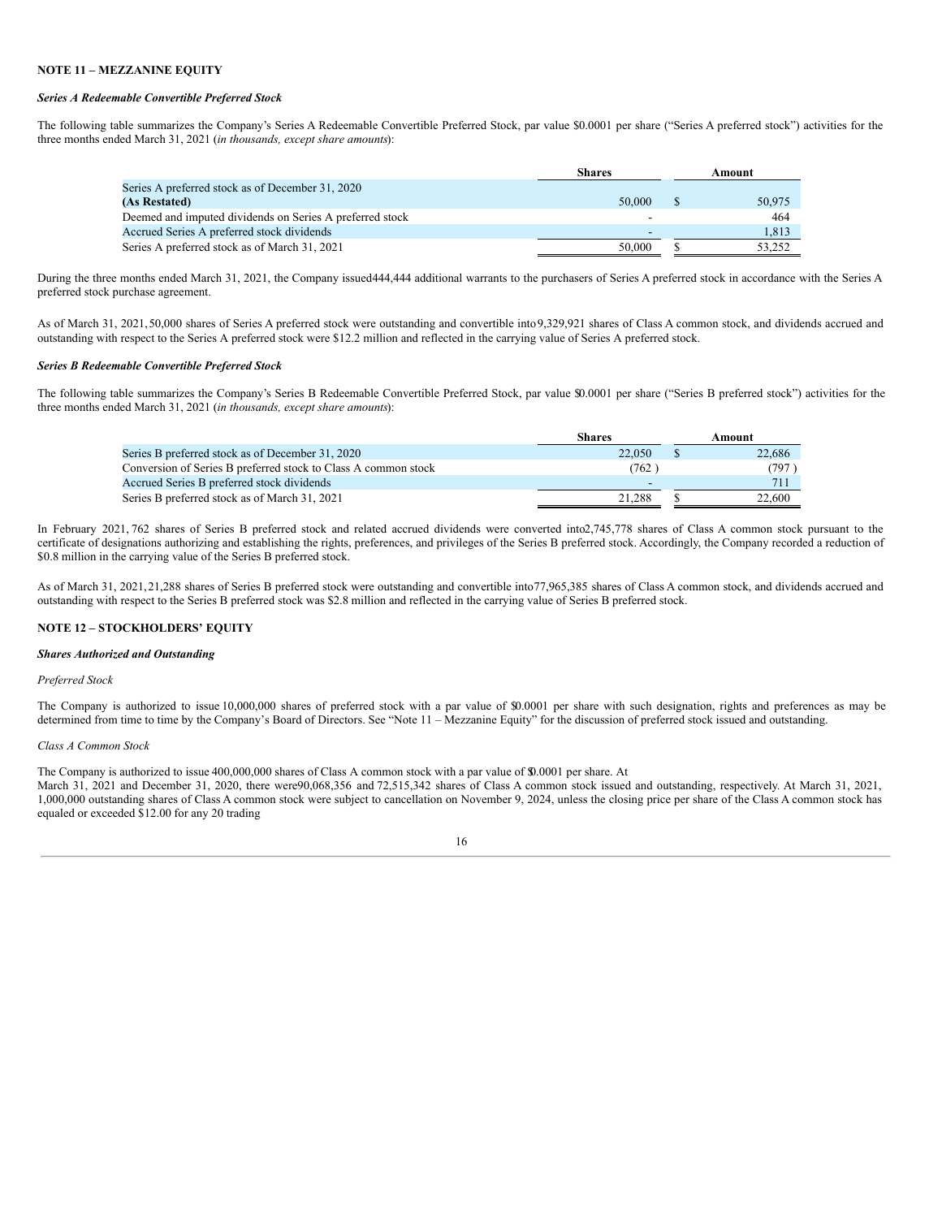**NOTE 11 – MEZZANINE EQUITY**

***Series A Redeemable Convertible Preferred Stock***

The following table summarizes the Company's Series A Redeemable Convertible Preferred Stock, par value $0.0001 per share ("Series A preferred stock") activities for the three months ended March 31, 2021 (*in thousands, except share amounts*):

| | Shares | Amount |
|---|---|---|
| Series A preferred stock as of December 31, 2020 **(As Restated)** | 50,000 | $ 50,975 |
| Deemed and imputed dividends on Series A preferred stock | - | 464 |
| Accrued Series A preferred stock dividends | - | 1,813 |
| Series A preferred stock as of March 31, 2021 | 50,000 | $ 53,252 |

During the three months ended March 31, 2021, the Company issued444,444 additional warrants to the purchasers of Series A preferred stock in accordance with the Series A preferred stock purchase agreement.

As of March 31, 2021, 50,000 shares of Series A preferred stock were outstanding and convertible into9,329,921 shares of Class A common stock, and dividends accrued and outstanding with respect to the Series A preferred stock were $12.2 million and reflected in the carrying value of Series A preferred stock.

***Series B Redeemable Convertible Preferred Stock***

The following table summarizes the Company's Series B Redeemable Convertible Preferred Stock, par value $0.0001 per share ("Series B preferred stock") activities for the three months ended March 31, 2021 (*in thousands, except share amounts*):

| | Shares | Amount |
|---|---|---|
| Series B preferred stock as of December 31, 2020 | 22,050 | $ 22,686 |
| Conversion of Series B preferred stock to Class A common stock | (762 ) | (797 ) |
| Accrued Series B preferred stock dividends | - | 711 |
| Series B preferred stock as of March 31, 2021 | 21,288 | $ 22,600 |

In February 2021, 762 shares of Series B preferred stock and related accrued dividends were converted into2,745,778 shares of Class A common stock pursuant to the certificate of designations authorizing and establishing the rights, preferences, and privileges of the Series B preferred stock. Accordingly, the Company recorded a reduction of $0.8 million in the carrying value of the Series B preferred stock.

As of March 31, 2021, 21,288 shares of Series B preferred stock were outstanding and convertible into77,965,385 shares of Class A common stock, and dividends accrued and outstanding with respect to the Series B preferred stock was $2.8 million and reflected in the carrying value of Series B preferred stock.

**NOTE 12 – STOCKHOLDERS' EQUITY**

***Shares Authorized and Outstanding***

*Preferred Stock*

The Company is authorized to issue 10,000,000 shares of preferred stock with a par value of $0.0001 per share with such designation, rights and preferences as may be determined from time to time by the Company's Board of Directors. See "Note 11 – Mezzanine Equity" for the discussion of preferred stock issued and outstanding.

*Class A Common Stock*

The Company is authorized to issue 400,000,000 shares of Class A common stock with a par value of $0.0001 per share. At March 31, 2021 and December 31, 2020, there were90,068,356 and 72,515,342 shares of Class A common stock issued and outstanding, respectively. At March 31, 2021, 1,000,000 outstanding shares of Class A common stock were subject to cancellation on November 9, 2024, unless the closing price per share of the Class A common stock has equaled or exceeded $12.00 for any 20 trading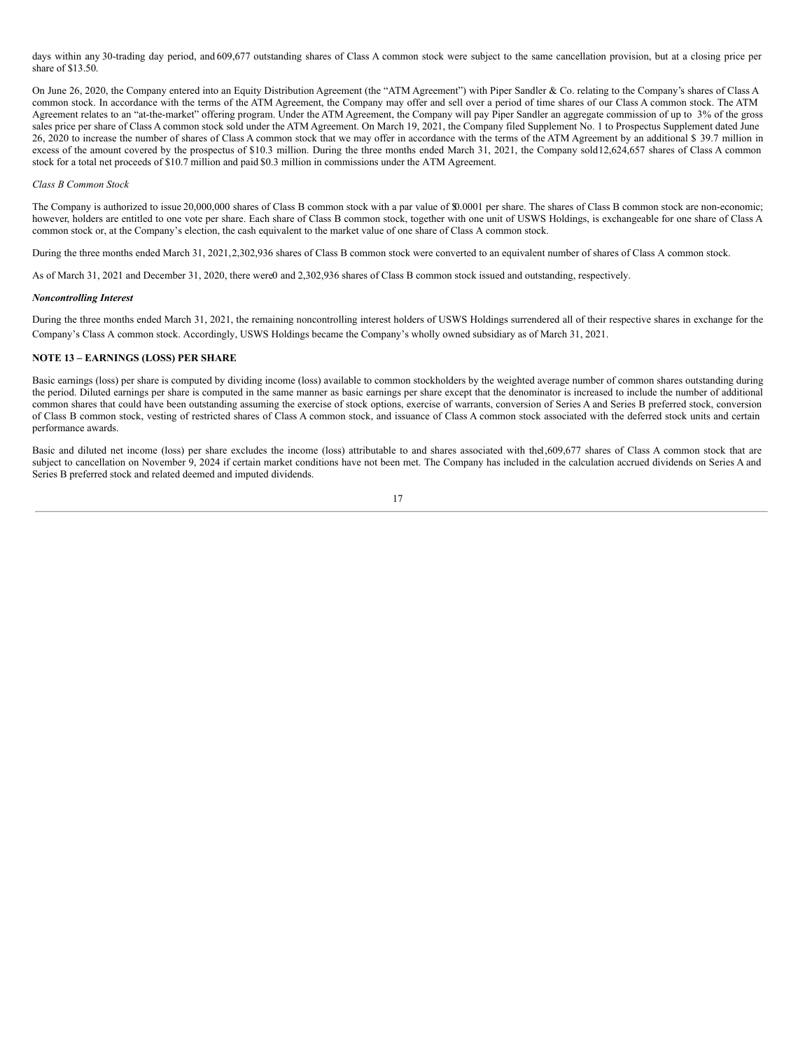days within any 30-trading day period, and 609,677 outstanding shares of Class A common stock were subject to the same cancellation provision, but at a closing price per share of $13.50.

On June 26, 2020, the Company entered into an Equity Distribution Agreement (the "ATM Agreement") with Piper Sandler & Co. relating to the Company's shares of Class A common stock. In accordance with the terms of the ATM Agreement, the Company may offer and sell over a period of time shares of our Class A common stock. The ATM Agreement relates to an "at-the-market" offering program. Under the ATM Agreement, the Company will pay Piper Sandler an aggregate commission of up to 3% of the gross sales price per share of Class A common stock sold under the ATM Agreement. On March 19, 2021, the Company filed Supplement No. 1 to Prospectus Supplement dated June 26, 2020 to increase the number of shares of Class A common stock that we may offer in accordance with the terms of the ATM Agreement by an additional $ 39.7 million in excess of the amount covered by the prospectus of $10.3 million. During the three months ended March 31, 2021, the Company sold 12,624,657 shares of Class A common stock for a total net proceeds of $10.7 million and paid $0.3 million in commissions under the ATM Agreement.

*Class B Common Stock*

The Company is authorized to issue 20,000,000 shares of Class B common stock with a par value of $0.0001 per share. The shares of Class B common stock are non-economic; however, holders are entitled to one vote per share. Each share of Class B common stock, together with one unit of USWS Holdings, is exchangeable for one share of Class A common stock or, at the Company's election, the cash equivalent to the market value of one share of Class A common stock.

During the three months ended March 31, 2021, 2,302,936 shares of Class B common stock were converted to an equivalent number of shares of Class A common stock.

As of March 31, 2021 and December 31, 2020, there were 0 and 2,302,936 shares of Class B common stock issued and outstanding, respectively.

***Noncontrolling Interest***

During the three months ended March 31, 2021, the remaining noncontrolling interest holders of USWS Holdings surrendered all of their respective shares in exchange for the Company's Class A common stock. Accordingly, USWS Holdings became the Company's wholly owned subsidiary as of March 31, 2021.

**NOTE 13 – EARNINGS (LOSS) PER SHARE**

Basic earnings (loss) per share is computed by dividing income (loss) available to common stockholders by the weighted average number of common shares outstanding during the period. Diluted earnings per share is computed in the same manner as basic earnings per share except that the denominator is increased to include the number of additional common shares that could have been outstanding assuming the exercise of stock options, exercise of warrants, conversion of Series A and Series B preferred stock, conversion of Class B common stock, vesting of restricted shares of Class A common stock, and issuance of Class A common stock associated with the deferred stock units and certain performance awards.

Basic and diluted net income (loss) per share excludes the income (loss) attributable to and shares associated with the 1,609,677 shares of Class A common stock that are subject to cancellation on November 9, 2024 if certain market conditions have not been met. The Company has included in the calculation accrued dividends on Series A and Series B preferred stock and related deemed and imputed dividends.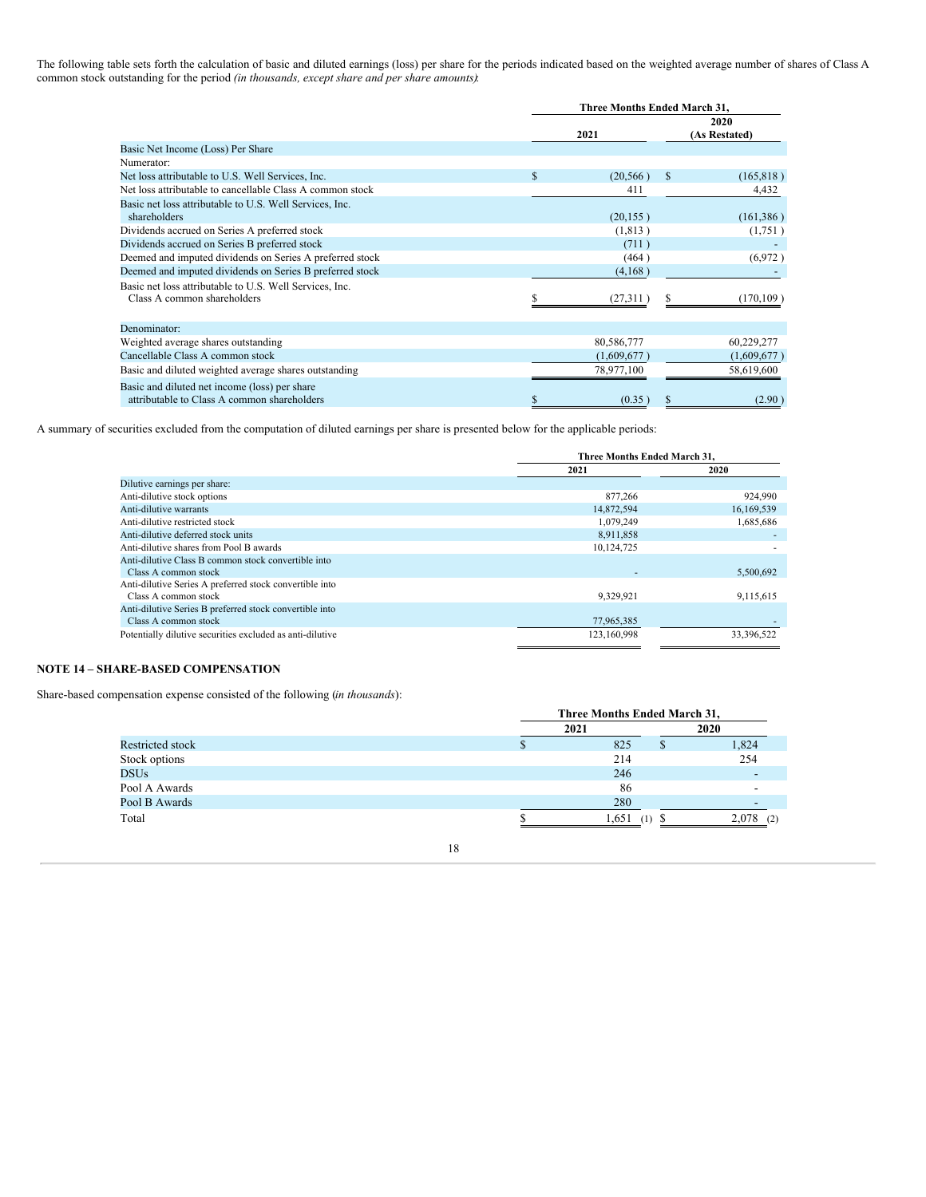The following table sets forth the calculation of basic and diluted earnings (loss) per share for the periods indicated based on the weighted average number of shares of Class A common stock outstanding for the period *(in thousands, except share and per share amounts)*:

| | Three Months Ended March 31, | |
|---|---|---|
| | 2021 | 2020 (As Restated) |
| Basic Net Income (Loss) Per Share | | |
| Numerator: | | |
| Net loss attributable to U.S. Well Services, Inc. | $ (20,566) | $ (165,818) |
| Net loss attributable to cancellable Class A common stock | 411 | 4,432 |
| Basic net loss attributable to U.S. Well Services, Inc. shareholders | (20,155) | (161,386) |
| Dividends accrued on Series A preferred stock | (1,813) | (1,751) |
| Dividends accrued on Series B preferred stock | (711) | - |
| Deemed and imputed dividends on Series A preferred stock | (464) | (6,972) |
| Deemed and imputed dividends on Series B preferred stock | (4,168) | - |
| Basic net loss attributable to U.S. Well Services, Inc. Class A common shareholders | $ (27,311) | $ (170,109) |
| | | |
| Denominator: | | |
| Weighted average shares outstanding | 80,586,777 | 60,229,277 |
| Cancellable Class A common stock | (1,609,677) | (1,609,677) |
| Basic and diluted weighted average shares outstanding | 78,977,100 | 58,619,600 |
| Basic and diluted net income (loss) per share attributable to Class A common shareholders | $ (0.35) | $ (2.90) |

A summary of securities excluded from the computation of diluted earnings per share is presented below for the applicable periods:

| | Three Months Ended March 31, | |
|---|---|---|
| | 2021 | 2020 |
| Dilutive earnings per share: | | |
| Anti-dilutive stock options | 877,266 | 924,990 |
| Anti-dilutive warrants | 14,872,594 | 16,169,539 |
| Anti-dilutive restricted stock | 1,079,249 | 1,685,686 |
| Anti-dilutive deferred stock units | 8,911,858 | - |
| Anti-dilutive shares from Pool B awards | 10,124,725 | - |
| Anti-dilutive Class B common stock convertible into Class A common stock | - | 5,500,692 |
| Anti-dilutive Series A preferred stock convertible into Class A common stock | 9,329,921 | 9,115,615 |
| Anti-dilutive Series B preferred stock convertible into Class A common stock | 77,965,385 | - |
| Potentially dilutive securities excluded as anti-dilutive | 123,160,998 | 33,396,522 |

## NOTE 14 – SHARE-BASED COMPENSATION

Share-based compensation expense consisted of the following (*in thousands*):

| | Three Months Ended March 31, | |
|---|---|---|
| | 2021 | 2020 |
| Restricted stock | $ 825 | $ 1,824 |
| Stock options | 214 | 254 |
| DSUs | 246 | - |
| Pool A Awards | 86 | - |
| Pool B Awards | 280 | - |
| Total | $ 1,651 (1) | $ 2,078 (2) |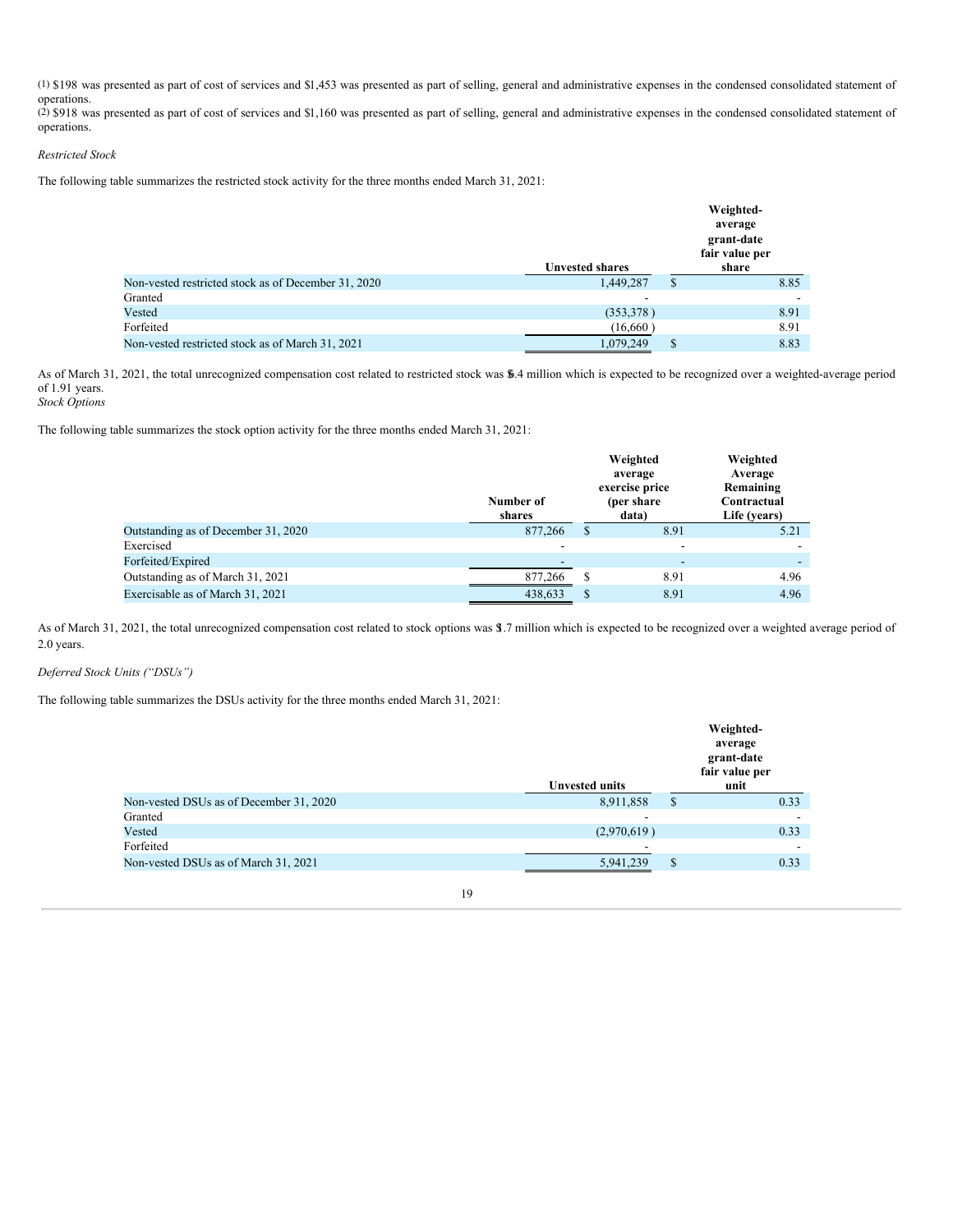(1) $198 was presented as part of cost of services and $1,453 was presented as part of selling, general and administrative expenses in the condensed consolidated statement of operations.
(2) $918 was presented as part of cost of services and $1,160 was presented as part of selling, general and administrative expenses in the condensed consolidated statement of operations.

*Restricted Stock*

The following table summarizes the restricted stock activity for the three months ended March 31, 2021:

| | Unvested shares | Weighted-average grant-date fair value per share |
|---|---|---|
| Non-vested restricted stock as of December 31, 2020 | 1,449,287 | $ 8.85 |
| Granted | - | - |
| Vested | (353,378 ) | 8.91 |
| Forfeited | (16,660 ) | 8.91 |
| Non-vested restricted stock as of March 31, 2021 | 1,079,249 | $ 8.83 |

As of March 31, 2021, the total unrecognized compensation cost related to restricted stock was $6.4 million which is expected to be recognized over a weighted-average period of 1.91 years.

*Stock Options*

The following table summarizes the stock option activity for the three months ended March 31, 2021:

| | Number of shares | Weighted average exercise price (per share data) | Weighted Average Remaining Contractual Life (years) |
|---|---|---|---|
| Outstanding as of December 31, 2020 | 877,266 | $ 8.91 | 5.21 |
| Exercised | - | - | - |
| Forfeited/Expired | - | - | - |
| Outstanding as of March 31, 2021 | 877,266 | $ 8.91 | 4.96 |
| Exercisable as of March 31, 2021 | 438,633 | $ 8.91 | 4.96 |

As of March 31, 2021, the total unrecognized compensation cost related to stock options was $1.7 million which is expected to be recognized over a weighted average period of 2.0 years.

*Deferred Stock Units ("DSUs")*

The following table summarizes the DSUs activity for the three months ended March 31, 2021:

| | Unvested units | Weighted-average grant-date fair value per unit |
|---|---|---|
| Non-vested DSUs as of December 31, 2020 | 8,911,858 | $ 0.33 |
| Granted | - | - |
| Vested | (2,970,619 ) | 0.33 |
| Forfeited | - | - |
| Non-vested DSUs as of March 31, 2021 | 5,941,239 | $ 0.33 |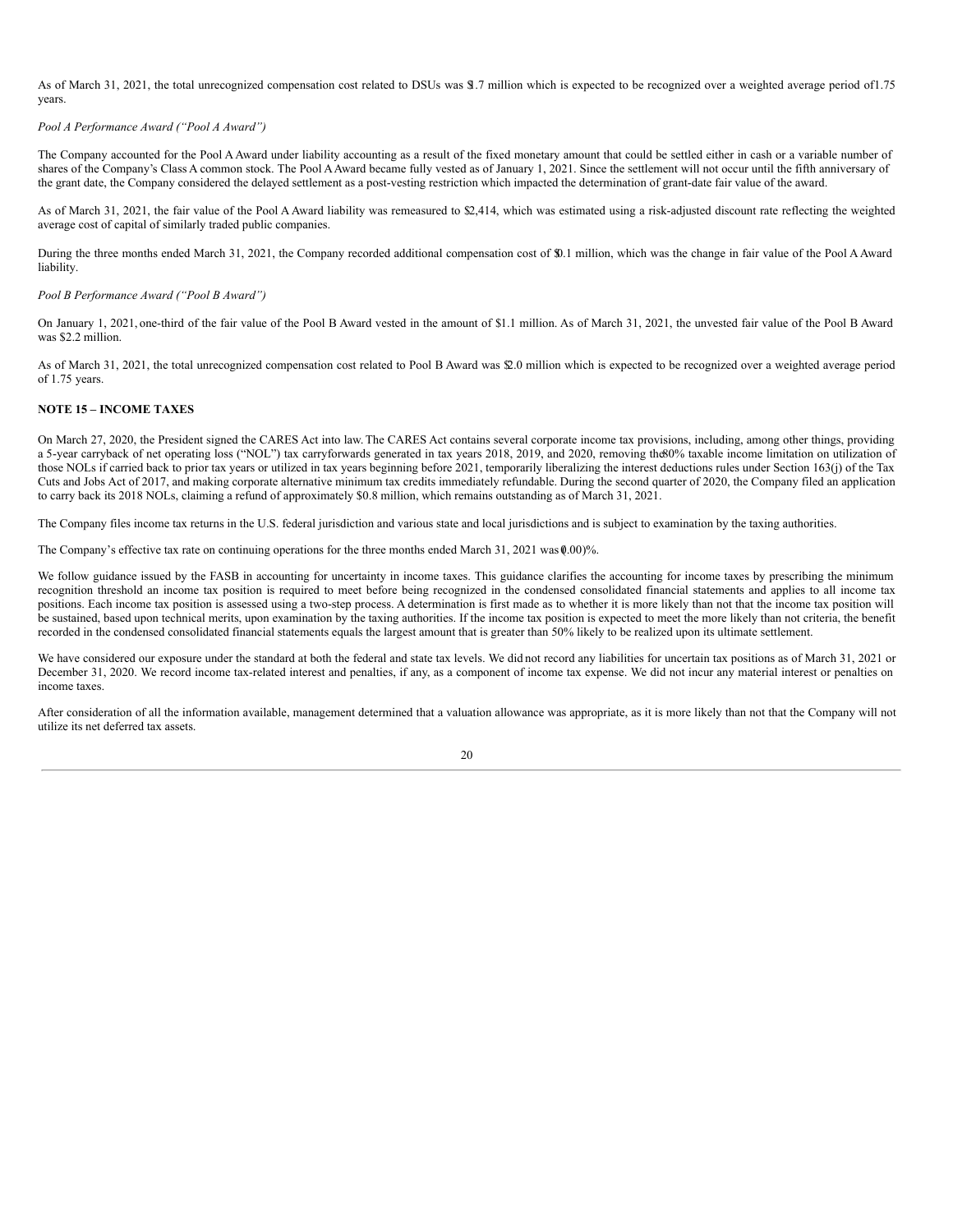As of March 31, 2021, the total unrecognized compensation cost related to DSUs was $1.7 million which is expected to be recognized over a weighted average period of 1.75 years.

*Pool A Performance Award ("Pool A Award")*

The Company accounted for the Pool A Award under liability accounting as a result of the fixed monetary amount that could be settled either in cash or a variable number of shares of the Company's Class A common stock. The Pool A Award became fully vested as of January 1, 2021. Since the settlement will not occur until the fifth anniversary of the grant date, the Company considered the delayed settlement as a post-vesting restriction which impacted the determination of grant-date fair value of the award.

As of March 31, 2021, the fair value of the Pool A Award liability was remeasured to $2,414, which was estimated using a risk-adjusted discount rate reflecting the weighted average cost of capital of similarly traded public companies.

During the three months ended March 31, 2021, the Company recorded additional compensation cost of $0.1 million, which was the change in fair value of the Pool A Award liability.

*Pool B Performance Award ("Pool B Award")*

On January 1, 2021, one-third of the fair value of the Pool B Award vested in the amount of $1.1 million. As of March 31, 2021, the unvested fair value of the Pool B Award was $2.2 million.

As of March 31, 2021, the total unrecognized compensation cost related to Pool B Award was $2.0 million which is expected to be recognized over a weighted average period of 1.75 years.

**NOTE 15 – INCOME TAXES**

On March 27, 2020, the President signed the CARES Act into law. The CARES Act contains several corporate income tax provisions, including, among other things, providing a 5-year carryback of net operating loss ("NOL") tax carryforwards generated in tax years 2018, 2019, and 2020, removing the 80% taxable income limitation on utilization of those NOLs if carried back to prior tax years or utilized in tax years beginning before 2021, temporarily liberalizing the interest deductions rules under Section 163(j) of the Tax Cuts and Jobs Act of 2017, and making corporate alternative minimum tax credits immediately refundable. During the second quarter of 2020, the Company filed an application to carry back its 2018 NOLs, claiming a refund of approximately $0.8 million, which remains outstanding as of March 31, 2021.

The Company files income tax returns in the U.S. federal jurisdiction and various state and local jurisdictions and is subject to examination by the taxing authorities.

The Company's effective tax rate on continuing operations for the three months ended March 31, 2021 was (0.00)%.

We follow guidance issued by the FASB in accounting for uncertainty in income taxes. This guidance clarifies the accounting for income taxes by prescribing the minimum recognition threshold an income tax position is required to meet before being recognized in the condensed consolidated financial statements and applies to all income tax positions. Each income tax position is assessed using a two-step process. A determination is first made as to whether it is more likely than not that the income tax position will be sustained, based upon technical merits, upon examination by the taxing authorities. If the income tax position is expected to meet the more likely than not criteria, the benefit recorded in the condensed consolidated financial statements equals the largest amount that is greater than 50% likely to be realized upon its ultimate settlement.

We have considered our exposure under the standard at both the federal and state tax levels. We did not record any liabilities for uncertain tax positions as of March 31, 2021 or December 31, 2020. We record income tax-related interest and penalties, if any, as a component of income tax expense. We did not incur any material interest or penalties on income taxes.

After consideration of all the information available, management determined that a valuation allowance was appropriate, as it is more likely than not that the Company will not utilize its net deferred tax assets.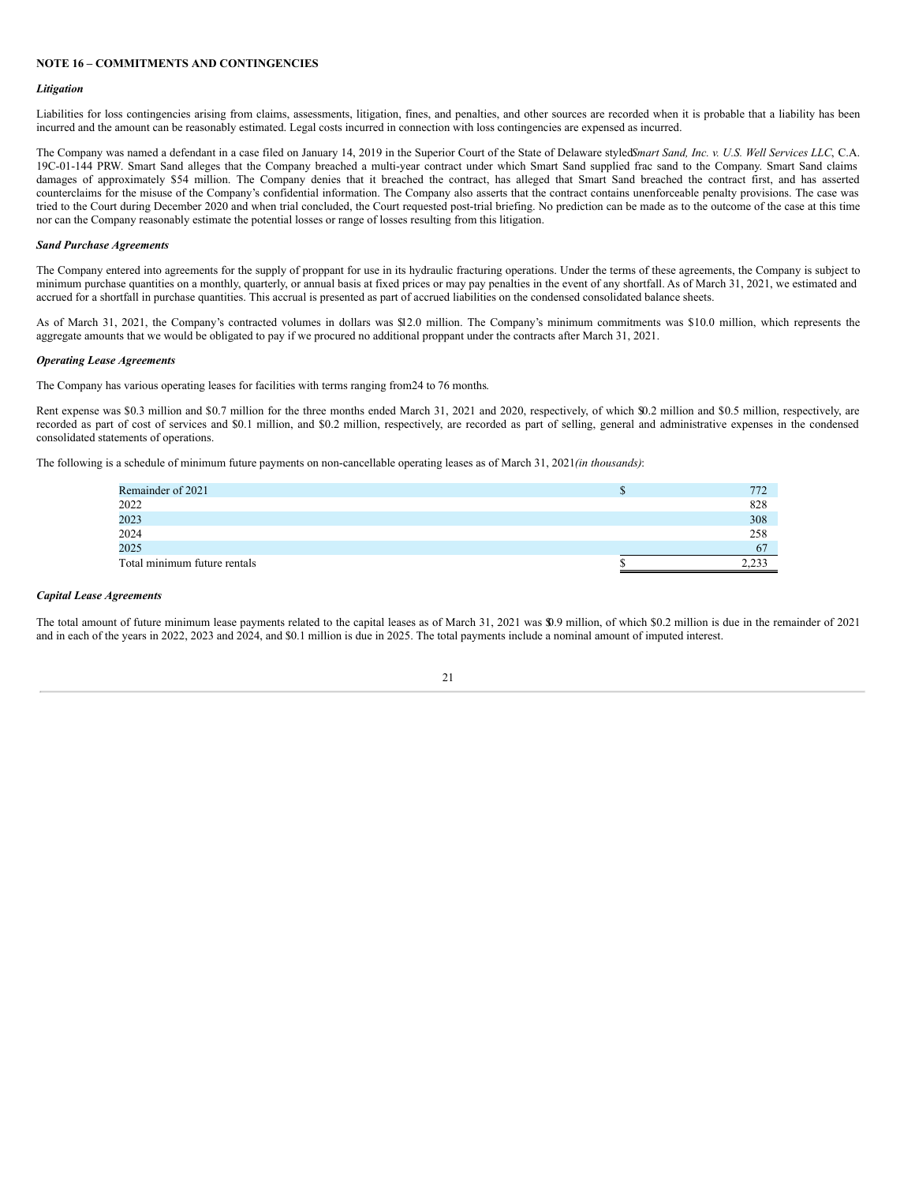## NOTE 16 – COMMITMENTS AND CONTINGENCIES

### *Litigation*

Liabilities for loss contingencies arising from claims, assessments, litigation, fines, and penalties, and other sources are recorded when it is probable that a liability has been incurred and the amount can be reasonably estimated. Legal costs incurred in connection with loss contingencies are expensed as incurred.

The Company was named a defendant in a case filed on January 14, 2019 in the Superior Court of the State of Delaware styled *Smart Sand, Inc. v. U.S. Well Services LLC*, C.A. 19C-01-144 PRW. Smart Sand alleges that the Company breached a multi-year contract under which Smart Sand supplied frac sand to the Company. Smart Sand claims damages of approximately $54 million. The Company denies that it breached the contract, has alleged that Smart Sand breached the contract first, and has asserted counterclaims for the misuse of the Company's confidential information. The Company also asserts that the contract contains unenforceable penalty provisions. The case was tried to the Court during December 2020 and when trial concluded, the Court requested post-trial briefing. No prediction can be made as to the outcome of the case at this time nor can the Company reasonably estimate the potential losses or range of losses resulting from this litigation.

### *Sand Purchase Agreements*

The Company entered into agreements for the supply of proppant for use in its hydraulic fracturing operations. Under the terms of these agreements, the Company is subject to minimum purchase quantities on a monthly, quarterly, or annual basis at fixed prices or may pay penalties in the event of any shortfall. As of March 31, 2021, we estimated and accrued for a shortfall in purchase quantities. This accrual is presented as part of accrued liabilities on the condensed consolidated balance sheets.

As of March 31, 2021, the Company's contracted volumes in dollars was $12.0 million. The Company's minimum commitments was $10.0 million, which represents the aggregate amounts that we would be obligated to pay if we procured no additional proppant under the contracts after March 31, 2021.

### *Operating Lease Agreements*

The Company has various operating leases for facilities with terms ranging from 24 to 76 months.

Rent expense was $0.3 million and $0.7 million for the three months ended March 31, 2021 and 2020, respectively, of which $0.2 million and $0.5 million, respectively, are recorded as part of cost of services and $0.1 million, and $0.2 million, respectively, are recorded as part of selling, general and administrative expenses in the condensed consolidated statements of operations.

The following is a schedule of minimum future payments on non-cancellable operating leases as of March 31, 2021 *(in thousands)*:

| | |
|---|---|
| Remainder of 2021 | $ 772 |
| 2022 | 828 |
| 2023 | 308 |
| 2024 | 258 |
| 2025 | 67 |
| Total minimum future rentals | $ 2,233 |

### *Capital Lease Agreements*

The total amount of future minimum lease payments related to the capital leases as of March 31, 2021 was $0.9 million, of which $0.2 million is due in the remainder of 2021 and in each of the years in 2022, 2023 and 2024, and $0.1 million is due in 2025. The total payments include a nominal amount of imputed interest.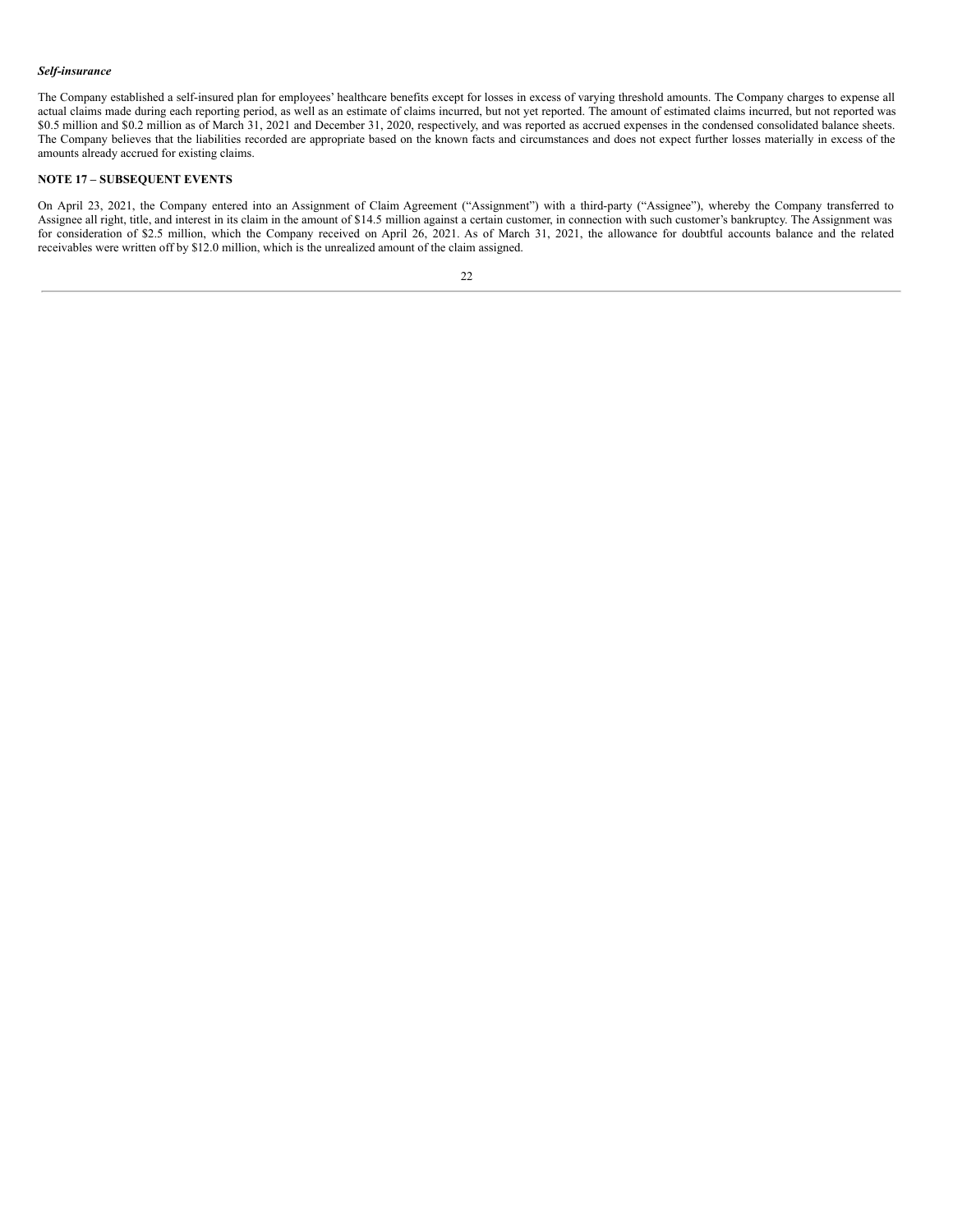***Self-insurance***

The Company established a self-insured plan for employees' healthcare benefits except for losses in excess of varying threshold amounts. The Company charges to expense all actual claims made during each reporting period, as well as an estimate of claims incurred, but not yet reported. The amount of estimated claims incurred, but not reported was $0.5 million and $0.2 million as of March 31, 2021 and December 31, 2020, respectively, and was reported as accrued expenses in the condensed consolidated balance sheets. The Company believes that the liabilities recorded are appropriate based on the known facts and circumstances and does not expect further losses materially in excess of the amounts already accrued for existing claims.

**NOTE 17 – SUBSEQUENT EVENTS**

On April 23, 2021, the Company entered into an Assignment of Claim Agreement ("Assignment") with a third-party ("Assignee"), whereby the Company transferred to Assignee all right, title, and interest in its claim in the amount of $14.5 million against a certain customer, in connection with such customer's bankruptcy. The Assignment was for consideration of $2.5 million, which the Company received on April 26, 2021. As of March 31, 2021, the allowance for doubtful accounts balance and the related receivables were written off by $12.0 million, which is the unrealized amount of the claim assigned.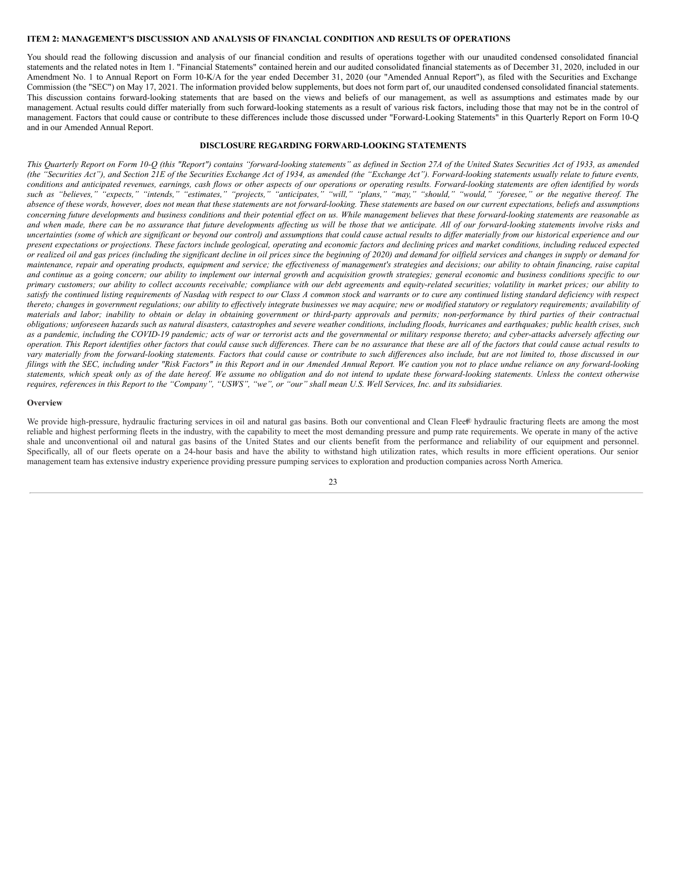## ITEM 2: MANAGEMENT'S DISCUSSION AND ANALYSIS OF FINANCIAL CONDITION AND RESULTS OF OPERATIONS

You should read the following discussion and analysis of our financial condition and results of operations together with our unaudited condensed consolidated financial statements and the related notes in Item 1. "Financial Statements" contained herein and our audited consolidated financial statements as of December 31, 2020, included in our Amendment No. 1 to Annual Report on Form 10-K/A for the year ended December 31, 2020 (our "Amended Annual Report"), as filed with the Securities and Exchange Commission (the "SEC") on May 17, 2021. The information provided below supplements, but does not form part of, our unaudited condensed consolidated financial statements. This discussion contains forward-looking statements that are based on the views and beliefs of our management, as well as assumptions and estimates made by our management. Actual results could differ materially from such forward-looking statements as a result of various risk factors, including those that may not be in the control of management. Factors that could cause or contribute to these differences include those discussed under "Forward-Looking Statements" in this Quarterly Report on Form 10-Q and in our Amended Annual Report.

### DISCLOSURE REGARDING FORWARD-LOOKING STATEMENTS

*This Quarterly Report on Form 10-Q (this "Report") contains "forward-looking statements" as defined in Section 27A of the United States Securities Act of 1933, as amended (the "Securities Act"), and Section 21E of the Securities Exchange Act of 1934, as amended (the "Exchange Act"). Forward-looking statements usually relate to future events, conditions and anticipated revenues, earnings, cash flows or other aspects of our operations or operating results. Forward-looking statements are often identified by words such as "believes," "expects," "intends," "estimates," "projects," "anticipates," "will," "plans," "may," "should," "would," "foresee," or the negative thereof. The absence of these words, however, does not mean that these statements are not forward-looking. These statements are based on our current expectations, beliefs and assumptions concerning future developments and business conditions and their potential effect on us. While management believes that these forward-looking statements are reasonable as and when made, there can be no assurance that future developments affecting us will be those that we anticipate. All of our forward-looking statements involve risks and uncertainties (some of which are significant or beyond our control) and assumptions that could cause actual results to differ materially from our historical experience and our present expectations or projections. These factors include geological, operating and economic factors and declining prices and market conditions, including reduced expected or realized oil and gas prices (including the significant decline in oil prices since the beginning of 2020) and demand for oilfield services and changes in supply or demand for maintenance, repair and operating products, equipment and service; the effectiveness of management's strategies and decisions; our ability to obtain financing, raise capital and continue as a going concern; our ability to implement our internal growth and acquisition growth strategies; general economic and business conditions specific to our primary customers; our ability to collect accounts receivable; compliance with our debt agreements and equity-related securities; volatility in market prices; our ability to satisfy the continued listing requirements of Nasdaq with respect to our Class A common stock and warrants or to cure any continued listing standard deficiency with respect thereto; changes in government regulations; our ability to effectively integrate businesses we may acquire; new or modified statutory or regulatory requirements; availability of materials and labor; inability to obtain or delay in obtaining government or third-party approvals and permits; non-performance by third parties of their contractual obligations; unforeseen hazards such as natural disasters, catastrophes and severe weather conditions, including floods, hurricanes and earthquakes; public health crises, such as a pandemic, including the COVID-19 pandemic; acts of war or terrorist acts and the governmental or military response thereto; and cyber-attacks adversely affecting our operation. This Report identifies other factors that could cause such differences. There can be no assurance that these are all of the factors that could cause actual results to vary materially from the forward-looking statements. Factors that could cause or contribute to such differences also include, but are not limited to, those discussed in our filings with the SEC, including under "Risk Factors" in this Report and in our Amended Annual Report. We caution you not to place undue reliance on any forward-looking statements, which speak only as of the date hereof. We assume no obligation and do not intend to update these forward-looking statements. Unless the context otherwise requires, references in this Report to the "Company", "USWS", "we", or "our" shall mean U.S. Well Services, Inc. and its subsidiaries.*

**Overview**

We provide high-pressure, hydraulic fracturing services in oil and natural gas basins. Both our conventional and Clean Fleet® hydraulic fracturing fleets are among the most reliable and highest performing fleets in the industry, with the capability to meet the most demanding pressure and pump rate requirements. We operate in many of the active shale and unconventional oil and natural gas basins of the United States and our clients benefit from the performance and reliability of our equipment and personnel. Specifically, all of our fleets operate on a 24-hour basis and have the ability to withstand high utilization rates, which results in more efficient operations. Our senior management team has extensive industry experience providing pressure pumping services to exploration and production companies across North America.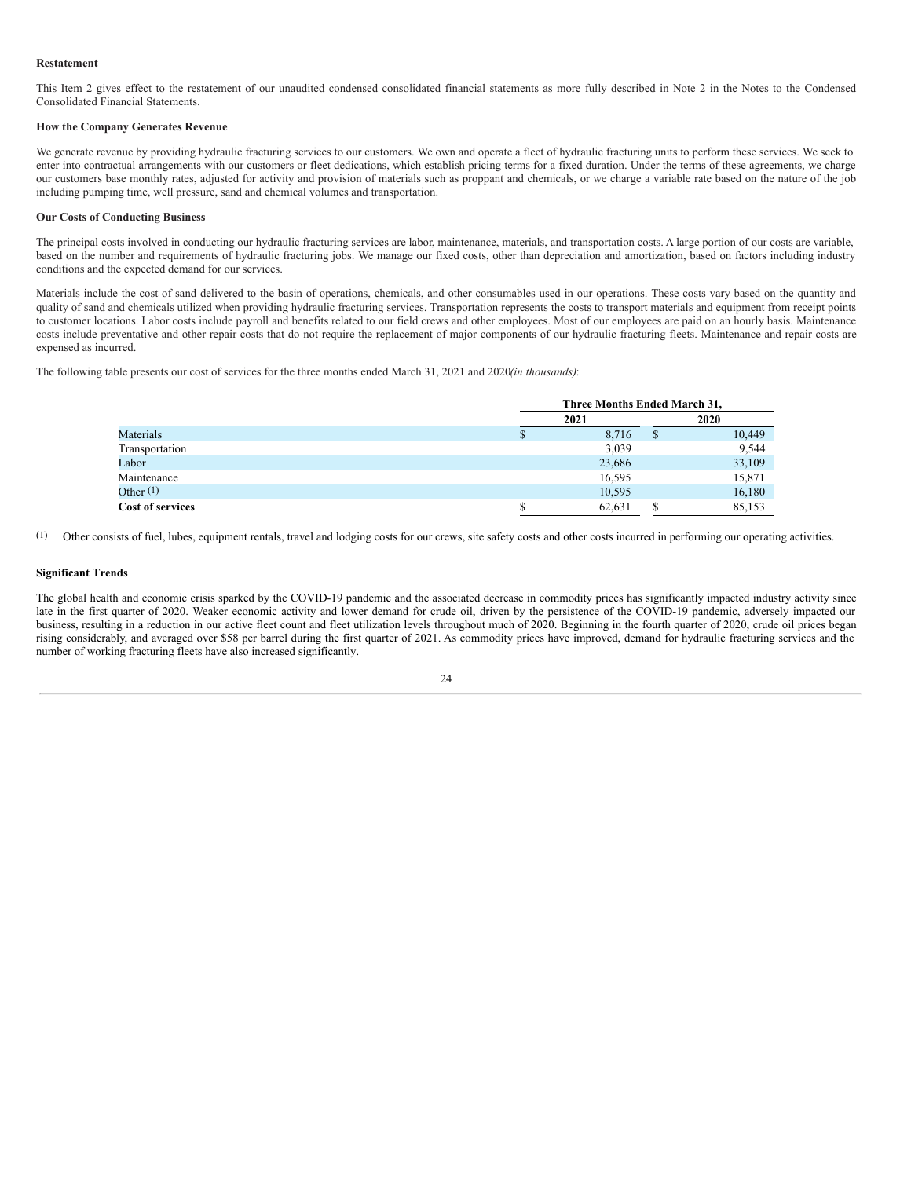**Restatement**

This Item 2 gives effect to the restatement of our unaudited condensed consolidated financial statements as more fully described in Note 2 in the Notes to the Condensed Consolidated Financial Statements.

**How the Company Generates Revenue**

We generate revenue by providing hydraulic fracturing services to our customers. We own and operate a fleet of hydraulic fracturing units to perform these services. We seek to enter into contractual arrangements with our customers or fleet dedications, which establish pricing terms for a fixed duration. Under the terms of these agreements, we charge our customers base monthly rates, adjusted for activity and provision of materials such as proppant and chemicals, or we charge a variable rate based on the nature of the job including pumping time, well pressure, sand and chemical volumes and transportation.

**Our Costs of Conducting Business**

The principal costs involved in conducting our hydraulic fracturing services are labor, maintenance, materials, and transportation costs. A large portion of our costs are variable, based on the number and requirements of hydraulic fracturing jobs. We manage our fixed costs, other than depreciation and amortization, based on factors including industry conditions and the expected demand for our services.

Materials include the cost of sand delivered to the basin of operations, chemicals, and other consumables used in our operations. These costs vary based on the quantity and quality of sand and chemicals utilized when providing hydraulic fracturing services. Transportation represents the costs to transport materials and equipment from receipt points to customer locations. Labor costs include payroll and benefits related to our field crews and other employees. Most of our employees are paid on an hourly basis. Maintenance costs include preventative and other repair costs that do not require the replacement of major components of our hydraulic fracturing fleets. Maintenance and repair costs are expensed as incurred.

The following table presents our cost of services for the three months ended March 31, 2021 and 2020*(in thousands)*:

| | Three Months Ended March 31, | |
|---|---|---|
| | 2021 | 2020 |
| Materials | $ 8,716 | $ 10,449 |
| Transportation | 3,039 | 9,544 |
| Labor | 23,686 | 33,109 |
| Maintenance | 16,595 | 15,871 |
| Other [1] | 10,595 | 16,180 |
| **Cost of services** | $ 62,631 | $ 85,153 |

[1] Other consists of fuel, lubes, equipment rentals, travel and lodging costs for our crews, site safety costs and other costs incurred in performing our operating activities.

**Significant Trends**

The global health and economic crisis sparked by the COVID-19 pandemic and the associated decrease in commodity prices has significantly impacted industry activity since late in the first quarter of 2020. Weaker economic activity and lower demand for crude oil, driven by the persistence of the COVID-19 pandemic, adversely impacted our business, resulting in a reduction in our active fleet count and fleet utilization levels throughout much of 2020. Beginning in the fourth quarter of 2020, crude oil prices began rising considerably, and averaged over $58 per barrel during the first quarter of 2021. As commodity prices have improved, demand for hydraulic fracturing services and the number of working fracturing fleets have also increased significantly.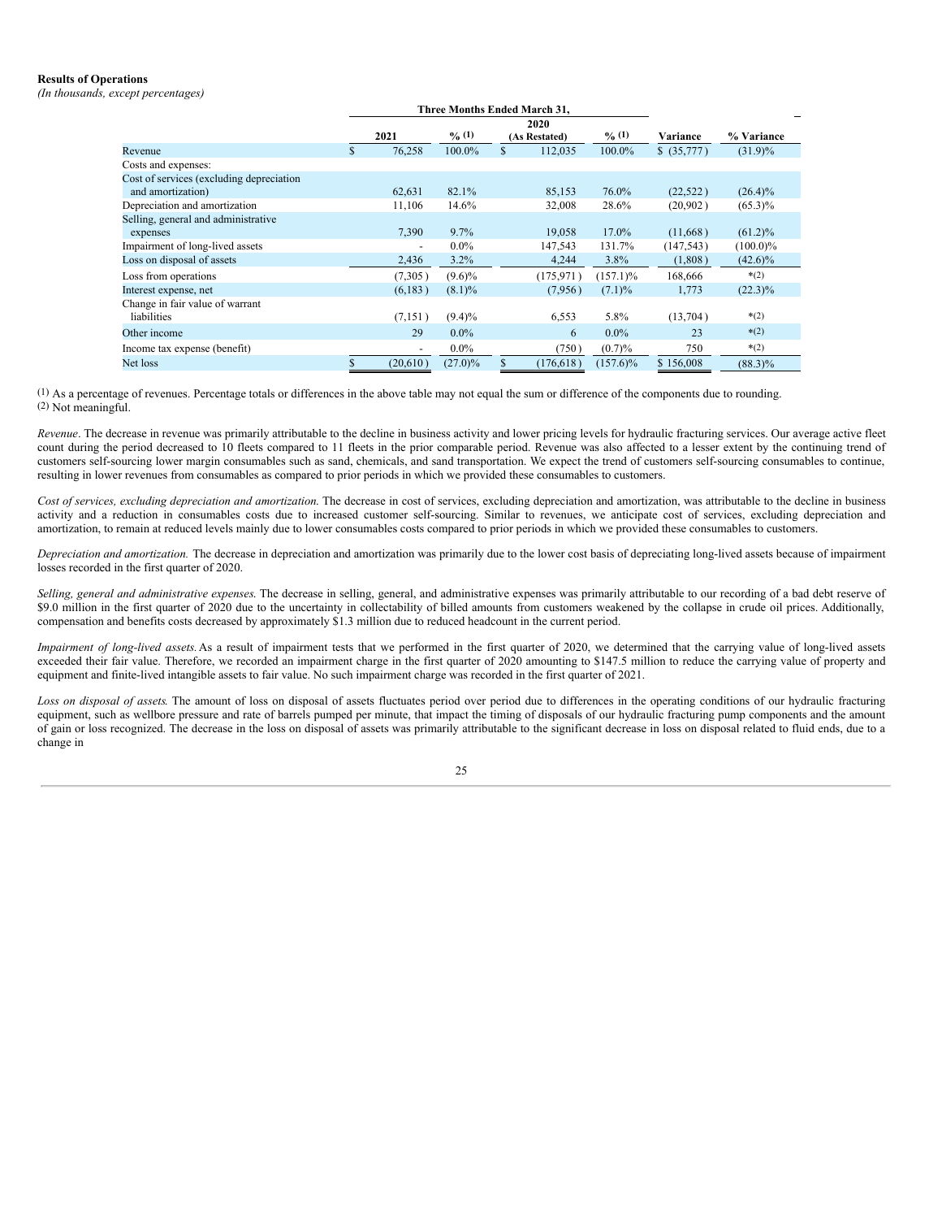**Results of Operations**

*(In thousands, except percentages)*

| | Three Months Ended March 31, | | | | | |
|---|---|---|---|---|---|---|
| | 2021 | % (1) | 2020 (As Restated) | % (1) | Variance | % Variance |
| Revenue | $ 76,258 | 100.0% | $ 112,035 | 100.0% | $ (35,777) | (31.9)% |
| Costs and expenses: | | | | | | |
| Cost of services (excluding depreciation and amortization) | 62,631 | 82.1% | 85,153 | 76.0% | (22,522) | (26.4)% |
| Depreciation and amortization | 11,106 | 14.6% | 32,008 | 28.6% | (20,902) | (65.3)% |
| Selling, general and administrative expenses | 7,390 | 9.7% | 19,058 | 17.0% | (11,668) | (61.2)% |
| Impairment of long-lived assets | - | 0.0% | 147,543 | 131.7% | (147,543) | (100.0)% |
| Loss on disposal of assets | 2,436 | 3.2% | 4,244 | 3.8% | (1,808) | (42.6)% |
| Loss from operations | (7,305) | (9.6)% | (175,971) | (157.1)% | 168,666 | *(2) |
| Interest expense, net | (6,183) | (8.1)% | (7,956) | (7.1)% | 1,773 | (22.3)% |
| Change in fair value of warrant liabilities | (7,151) | (9.4)% | 6,553 | 5.8% | (13,704) | *(2) |
| Other income | 29 | 0.0% | 6 | 0.0% | 23 | *(2) |
| Income tax expense (benefit) | - | 0.0% | (750) | (0.7)% | 750 | *(2) |
| Net loss | $ (20,610) | (27.0)% | $ (176,618) | (157.6)% | $ 156,008 | (88.3)% |

(1) As a percentage of revenues. Percentage totals or differences in the above table may not equal the sum or difference of the components due to rounding.
(2) Not meaningful.

*Revenue*. The decrease in revenue was primarily attributable to the decline in business activity and lower pricing levels for hydraulic fracturing services. Our average active fleet count during the period decreased to 10 fleets compared to 11 fleets in the prior comparable period. Revenue was also affected to a lesser extent by the continuing trend of customers self-sourcing lower margin consumables such as sand, chemicals, and sand transportation. We expect the trend of customers self-sourcing consumables to continue, resulting in lower revenues from consumables as compared to prior periods in which we provided these consumables to customers.

*Cost of services, excluding depreciation and amortization.* The decrease in cost of services, excluding depreciation and amortization, was attributable to the decline in business activity and a reduction in consumables costs due to increased customer self-sourcing. Similar to revenues, we anticipate cost of services, excluding depreciation and amortization, to remain at reduced levels mainly due to lower consumables costs compared to prior periods in which we provided these consumables to customers.

*Depreciation and amortization.* The decrease in depreciation and amortization was primarily due to the lower cost basis of depreciating long-lived assets because of impairment losses recorded in the first quarter of 2020.

*Selling, general and administrative expenses.* The decrease in selling, general, and administrative expenses was primarily attributable to our recording of a bad debt reserve of $9.0 million in the first quarter of 2020 due to the uncertainty in collectability of billed amounts from customers weakened by the collapse in crude oil prices. Additionally, compensation and benefits costs decreased by approximately $1.3 million due to reduced headcount in the current period.

*Impairment of long-lived assets.* As a result of impairment tests that we performed in the first quarter of 2020, we determined that the carrying value of long-lived assets exceeded their fair value. Therefore, we recorded an impairment charge in the first quarter of 2020 amounting to $147.5 million to reduce the carrying value of property and equipment and finite-lived intangible assets to fair value. No such impairment charge was recorded in the first quarter of 2021.

*Loss on disposal of assets.* The amount of loss on disposal of assets fluctuates period over period due to differences in the operating conditions of our hydraulic fracturing equipment, such as wellbore pressure and rate of barrels pumped per minute, that impact the timing of disposals of our hydraulic fracturing pump components and the amount of gain or loss recognized. The decrease in the loss on disposal of assets was primarily attributable to the significant decrease in loss on disposal related to fluid ends, due to a change in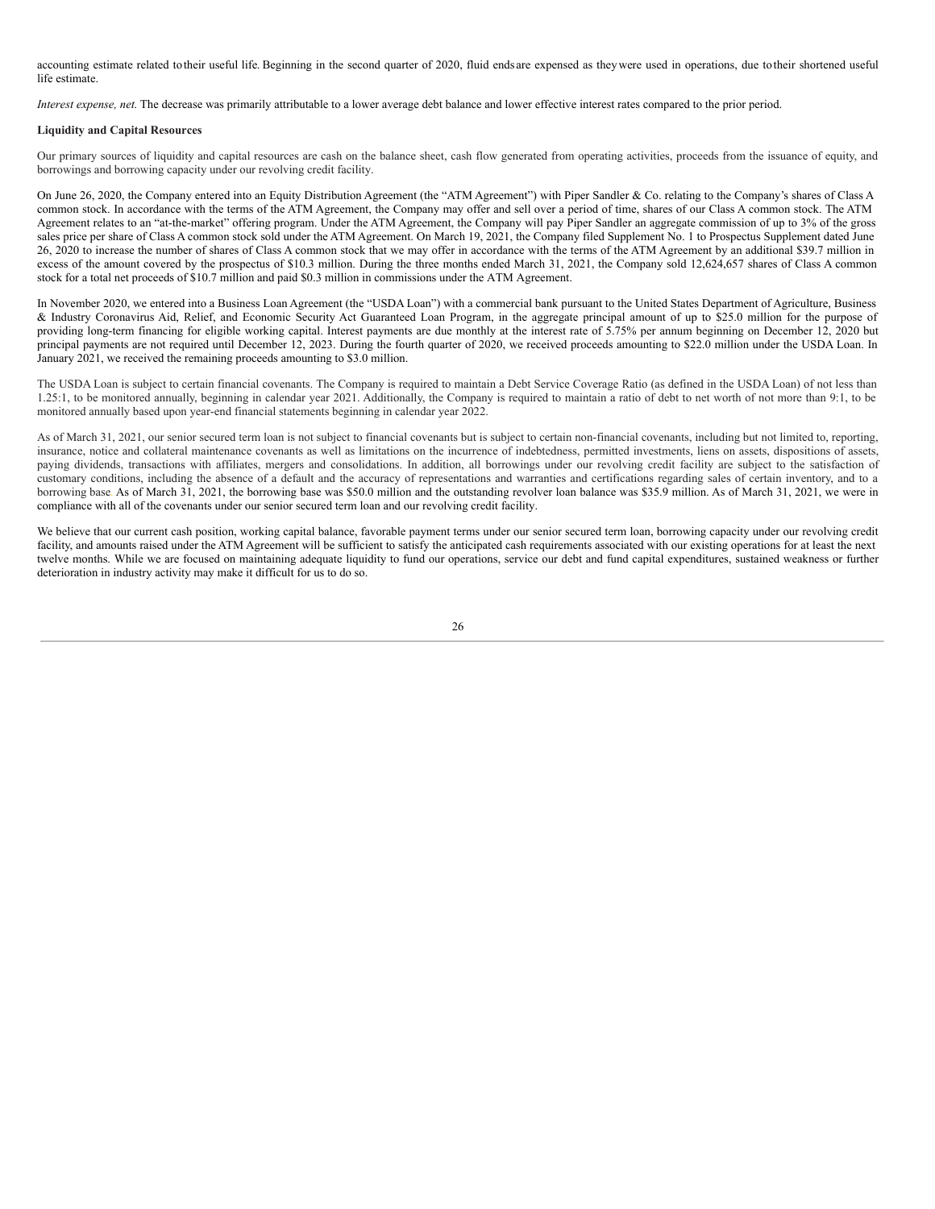accounting estimate related to their useful life. Beginning in the second quarter of 2020, fluid ends are expensed as they were used in operations, due to their shortened useful life estimate.

*Interest expense, net.* The decrease was primarily attributable to a lower average debt balance and lower effective interest rates compared to the prior period.

**Liquidity and Capital Resources**

Our primary sources of liquidity and capital resources are cash on the balance sheet, cash flow generated from operating activities, proceeds from the issuance of equity, and borrowings and borrowing capacity under our revolving credit facility.

On June 26, 2020, the Company entered into an Equity Distribution Agreement (the "ATM Agreement") with Piper Sandler & Co. relating to the Company's shares of Class A common stock. In accordance with the terms of the ATM Agreement, the Company may offer and sell over a period of time, shares of our Class A common stock. The ATM Agreement relates to an "at-the-market" offering program. Under the ATM Agreement, the Company will pay Piper Sandler an aggregate commission of up to 3% of the gross sales price per share of Class A common stock sold under the ATM Agreement. On March 19, 2021, the Company filed Supplement No. 1 to Prospectus Supplement dated June 26, 2020 to increase the number of shares of Class A common stock that we may offer in accordance with the terms of the ATM Agreement by an additional $39.7 million in excess of the amount covered by the prospectus of $10.3 million. During the three months ended March 31, 2021, the Company sold 12,624,657 shares of Class A common stock for a total net proceeds of $10.7 million and paid $0.3 million in commissions under the ATM Agreement.

In November 2020, we entered into a Business Loan Agreement (the "USDA Loan") with a commercial bank pursuant to the United States Department of Agriculture, Business & Industry Coronavirus Aid, Relief, and Economic Security Act Guaranteed Loan Program, in the aggregate principal amount of up to $25.0 million for the purpose of providing long-term financing for eligible working capital. Interest payments are due monthly at the interest rate of 5.75% per annum beginning on December 12, 2020 but principal payments are not required until December 12, 2023. During the fourth quarter of 2020, we received proceeds amounting to $22.0 million under the USDA Loan. In January 2021, we received the remaining proceeds amounting to $3.0 million.

The USDA Loan is subject to certain financial covenants. The Company is required to maintain a Debt Service Coverage Ratio (as defined in the USDA Loan) of not less than 1.25:1, to be monitored annually, beginning in calendar year 2021. Additionally, the Company is required to maintain a ratio of debt to net worth of not more than 9:1, to be monitored annually based upon year-end financial statements beginning in calendar year 2022.

As of March 31, 2021, our senior secured term loan is not subject to financial covenants but is subject to certain non-financial covenants, including but not limited to, reporting, insurance, notice and collateral maintenance covenants as well as limitations on the incurrence of indebtedness, permitted investments, liens on assets, dispositions of assets, paying dividends, transactions with affiliates, mergers and consolidations. In addition, all borrowings under our revolving credit facility are subject to the satisfaction of customary conditions, including the absence of a default and the accuracy of representations and warranties and certifications regarding sales of certain inventory, and to a borrowing base. As of March 31, 2021, the borrowing base was $50.0 million and the outstanding revolver loan balance was $35.9 million. As of March 31, 2021, we were in compliance with all of the covenants under our senior secured term loan and our revolving credit facility.

We believe that our current cash position, working capital balance, favorable payment terms under our senior secured term loan, borrowing capacity under our revolving credit facility, and amounts raised under the ATM Agreement will be sufficient to satisfy the anticipated cash requirements associated with our existing operations for at least the next twelve months. While we are focused on maintaining adequate liquidity to fund our operations, service our debt and fund capital expenditures, sustained weakness or further deterioration in industry activity may make it difficult for us to do so.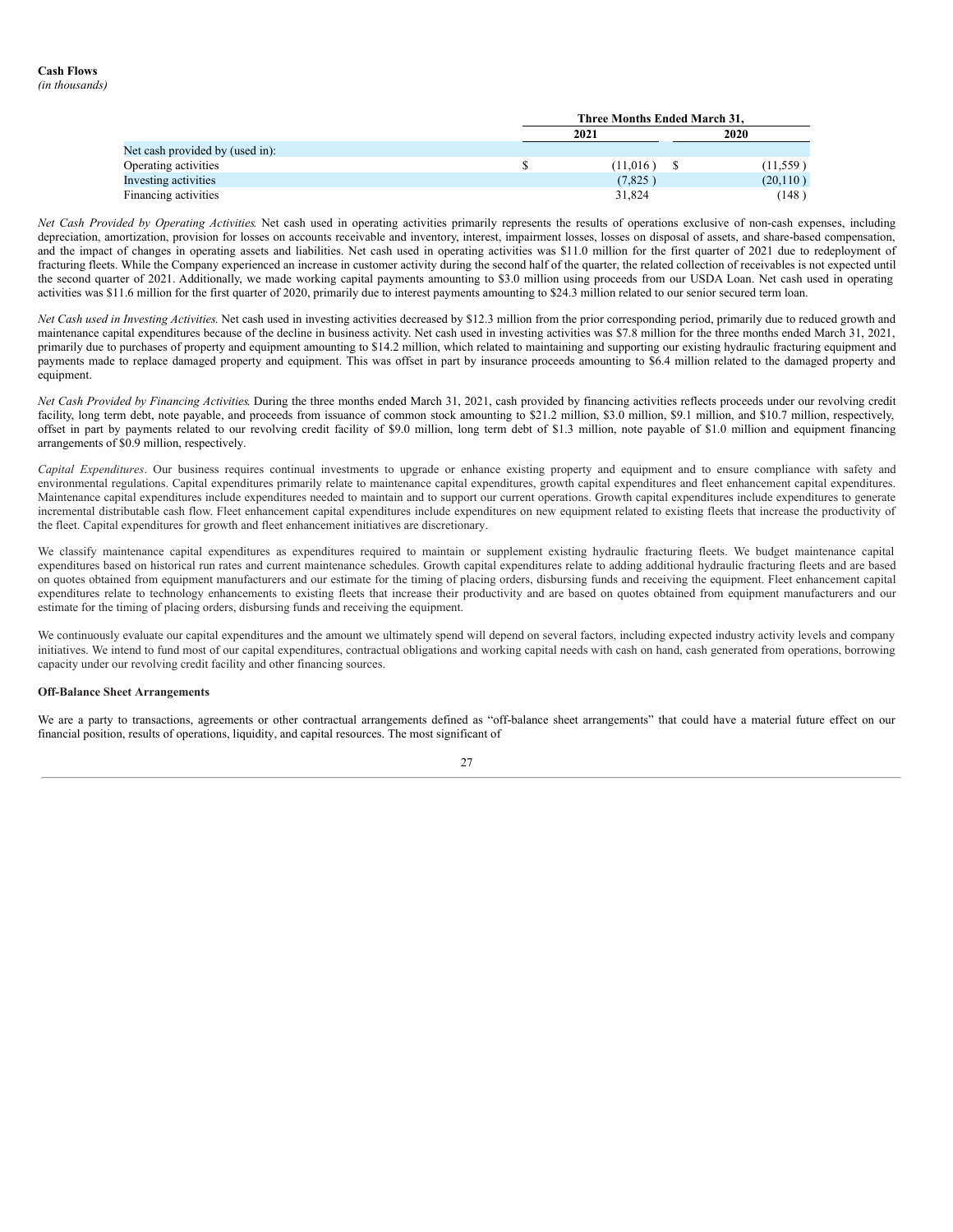**Cash Flows**
*(in thousands)*

| | Three Months Ended March 31, | |
|---|---|---|
| | 2021 | 2020 |
| Net cash provided by (used in): | | |
| Operating activities | $ (11,016 ) | $ (11,559 ) |
| Investing activities | (7,825 ) | (20,110 ) |
| Financing activities | 31,824 | (148 ) |

*Net Cash Provided by Operating Activities*. Net cash used in operating activities primarily represents the results of operations exclusive of non-cash expenses, including depreciation, amortization, provision for losses on accounts receivable and inventory, interest, impairment losses, losses on disposal of assets, and share-based compensation, and the impact of changes in operating assets and liabilities. Net cash used in operating activities was $11.0 million for the first quarter of 2021 due to redeployment of fracturing fleets. While the Company experienced an increase in customer activity during the second half of the quarter, the related collection of receivables is not expected until the second quarter of 2021. Additionally, we made working capital payments amounting to $3.0 million using proceeds from our USDA Loan. Net cash used in operating activities was $11.6 million for the first quarter of 2020, primarily due to interest payments amounting to $24.3 million related to our senior secured term loan.

*Net Cash used in Investing Activities*. Net cash used in investing activities decreased by $12.3 million from the prior corresponding period, primarily due to reduced growth and maintenance capital expenditures because of the decline in business activity. Net cash used in investing activities was $7.8 million for the three months ended March 31, 2021, primarily due to purchases of property and equipment amounting to $14.2 million, which related to maintaining and supporting our existing hydraulic fracturing equipment and payments made to replace damaged property and equipment. This was offset in part by insurance proceeds amounting to $6.4 million related to the damaged property and equipment.

*Net Cash Provided by Financing Activities*. During the three months ended March 31, 2021, cash provided by financing activities reflects proceeds under our revolving credit facility, long term debt, note payable, and proceeds from issuance of common stock amounting to $21.2 million, $3.0 million, $9.1 million, and $10.7 million, respectively, offset in part by payments related to our revolving credit facility of $9.0 million, long term debt of $1.3 million, note payable of $1.0 million and equipment financing arrangements of $0.9 million, respectively.

*Capital Expenditures*. Our business requires continual investments to upgrade or enhance existing property and equipment and to ensure compliance with safety and environmental regulations. Capital expenditures primarily relate to maintenance capital expenditures, growth capital expenditures and fleet enhancement capital expenditures. Maintenance capital expenditures include expenditures needed to maintain and to support our current operations. Growth capital expenditures include expenditures to generate incremental distributable cash flow. Fleet enhancement capital expenditures include expenditures on new equipment related to existing fleets that increase the productivity of the fleet. Capital expenditures for growth and fleet enhancement initiatives are discretionary.

We classify maintenance capital expenditures as expenditures required to maintain or supplement existing hydraulic fracturing fleets. We budget maintenance capital expenditures based on historical run rates and current maintenance schedules. Growth capital expenditures relate to adding additional hydraulic fracturing fleets and are based on quotes obtained from equipment manufacturers and our estimate for the timing of placing orders, disbursing funds and receiving the equipment. Fleet enhancement capital expenditures relate to technology enhancements to existing fleets that increase their productivity and are based on quotes obtained from equipment manufacturers and our estimate for the timing of placing orders, disbursing funds and receiving the equipment.

We continuously evaluate our capital expenditures and the amount we ultimately spend will depend on several factors, including expected industry activity levels and company initiatives. We intend to fund most of our capital expenditures, contractual obligations and working capital needs with cash on hand, cash generated from operations, borrowing capacity under our revolving credit facility and other financing sources.

**Off-Balance Sheet Arrangements**

We are a party to transactions, agreements or other contractual arrangements defined as "off-balance sheet arrangements" that could have a material future effect on our financial position, results of operations, liquidity, and capital resources. The most significant of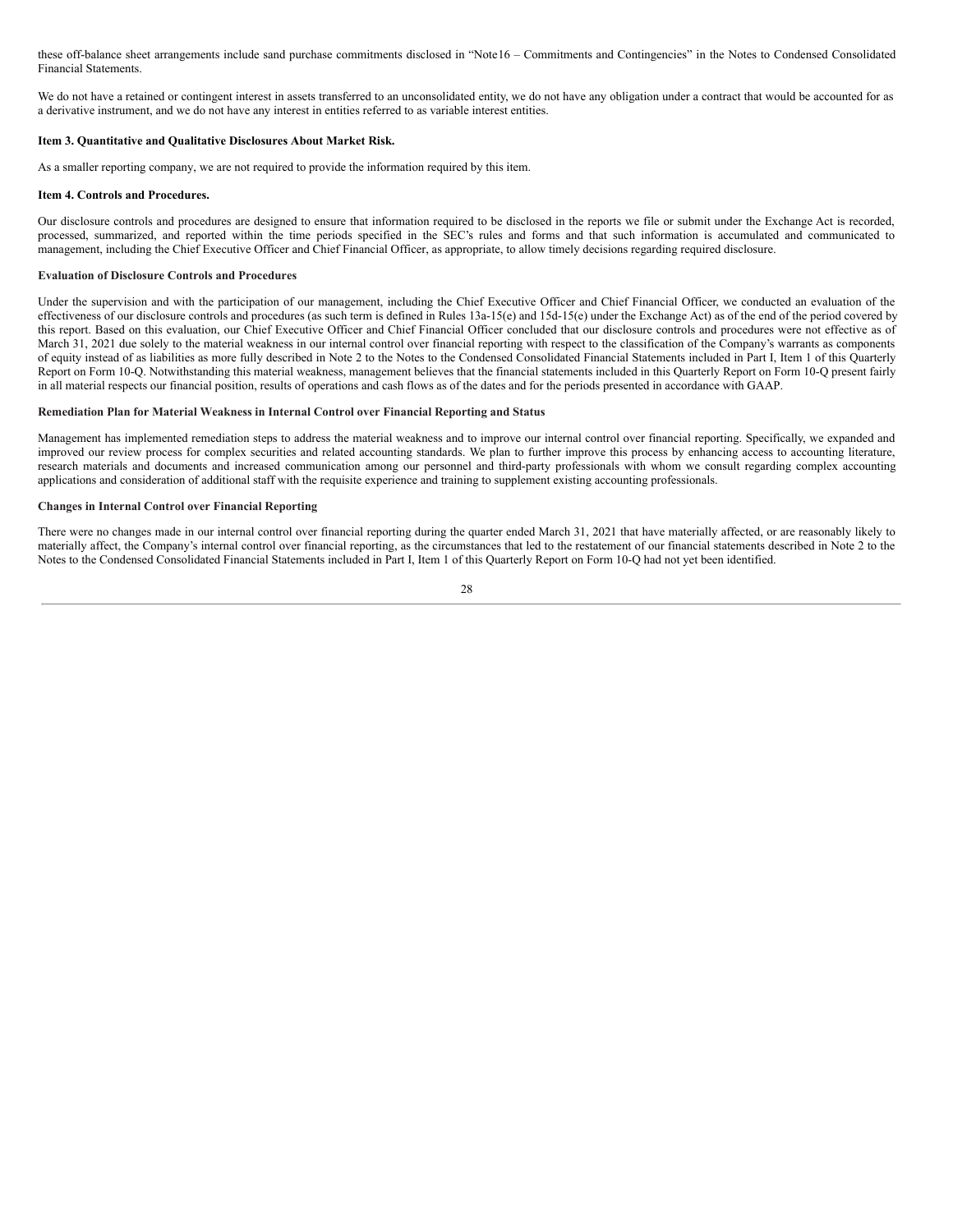these off-balance sheet arrangements include sand purchase commitments disclosed in "Note16 – Commitments and Contingencies" in the Notes to Condensed Consolidated Financial Statements.

We do not have a retained or contingent interest in assets transferred to an unconsolidated entity, we do not have any obligation under a contract that would be accounted for as a derivative instrument, and we do not have any interest in entities referred to as variable interest entities.

**Item 3. Quantitative and Qualitative Disclosures About Market Risk.**

As a smaller reporting company, we are not required to provide the information required by this item.

**Item 4. Controls and Procedures.**

Our disclosure controls and procedures are designed to ensure that information required to be disclosed in the reports we file or submit under the Exchange Act is recorded, processed, summarized, and reported within the time periods specified in the SEC's rules and forms and that such information is accumulated and communicated to management, including the Chief Executive Officer and Chief Financial Officer, as appropriate, to allow timely decisions regarding required disclosure.

**Evaluation of Disclosure Controls and Procedures**

Under the supervision and with the participation of our management, including the Chief Executive Officer and Chief Financial Officer, we conducted an evaluation of the effectiveness of our disclosure controls and procedures (as such term is defined in Rules 13a-15(e) and 15d-15(e) under the Exchange Act) as of the end of the period covered by this report. Based on this evaluation, our Chief Executive Officer and Chief Financial Officer concluded that our disclosure controls and procedures were not effective as of March 31, 2021 due solely to the material weakness in our internal control over financial reporting with respect to the classification of the Company's warrants as components of equity instead of as liabilities as more fully described in Note 2 to the Notes to the Condensed Consolidated Financial Statements included in Part I, Item 1 of this Quarterly Report on Form 10-Q. Notwithstanding this material weakness, management believes that the financial statements included in this Quarterly Report on Form 10-Q present fairly in all material respects our financial position, results of operations and cash flows as of the dates and for the periods presented in accordance with GAAP.

**Remediation Plan for Material Weakness in Internal Control over Financial Reporting and Status**

Management has implemented remediation steps to address the material weakness and to improve our internal control over financial reporting. Specifically, we expanded and improved our review process for complex securities and related accounting standards. We plan to further improve this process by enhancing access to accounting literature, research materials and documents and increased communication among our personnel and third-party professionals with whom we consult regarding complex accounting applications and consideration of additional staff with the requisite experience and training to supplement existing accounting professionals.

**Changes in Internal Control over Financial Reporting**

There were no changes made in our internal control over financial reporting during the quarter ended March 31, 2021 that have materially affected, or are reasonably likely to materially affect, the Company's internal control over financial reporting, as the circumstances that led to the restatement of our financial statements described in Note 2 to the Notes to the Condensed Consolidated Financial Statements included in Part I, Item 1 of this Quarterly Report on Form 10-Q had not yet been identified.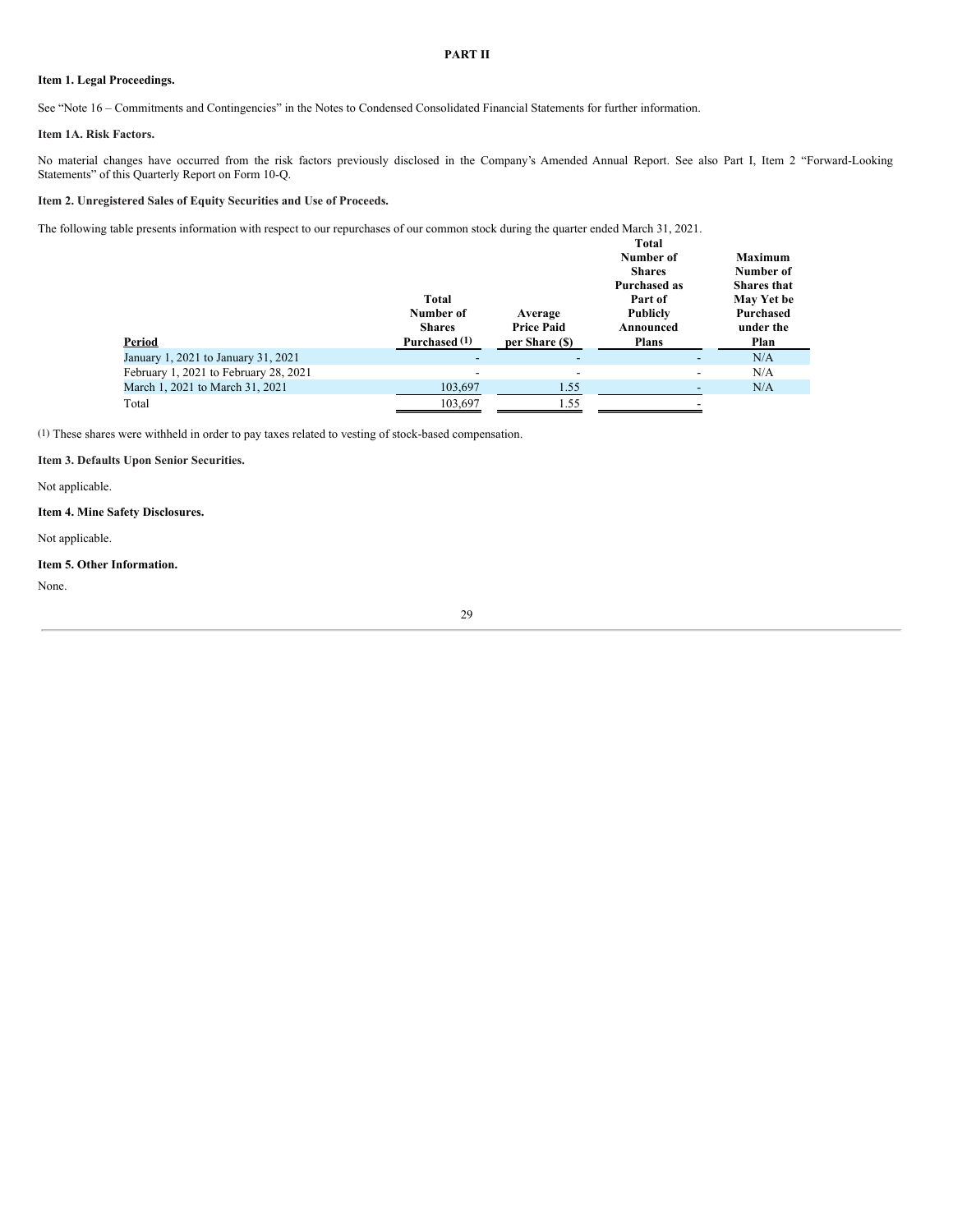# PART II

**Item 1. Legal Proceedings.**

See "Note 16 – Commitments and Contingencies" in the Notes to Condensed Consolidated Financial Statements for further information.

**Item 1A. Risk Factors.**

No material changes have occurred from the risk factors previously disclosed in the Company's Amended Annual Report. See also Part I, Item 2 "Forward-Looking Statements" of this Quarterly Report on Form 10-Q.

**Item 2. Unregistered Sales of Equity Securities and Use of Proceeds.**

The following table presents information with respect to our repurchases of our common stock during the quarter ended March 31, 2021.

| Period | Total Number of Shares Purchased (1) | Average Price Paid per Share ($) | Total Number of Shares Purchased as Part of Publicly Announced Plans | Maximum Number of Shares that May Yet be Purchased under the Plan |
|---|---|---|---|---|
| January 1, 2021 to January 31, 2021 | - | - | - | N/A |
| February 1, 2021 to February 28, 2021 | - | - | - | N/A |
| March 1, 2021 to March 31, 2021 | 103,697 | 1.55 | - | N/A |
| Total | 103,697 | 1.55 | - | |

(1) These shares were withheld in order to pay taxes related to vesting of stock-based compensation.

**Item 3. Defaults Upon Senior Securities.**

Not applicable.

**Item 4. Mine Safety Disclosures.**

Not applicable.

**Item 5. Other Information.**

None.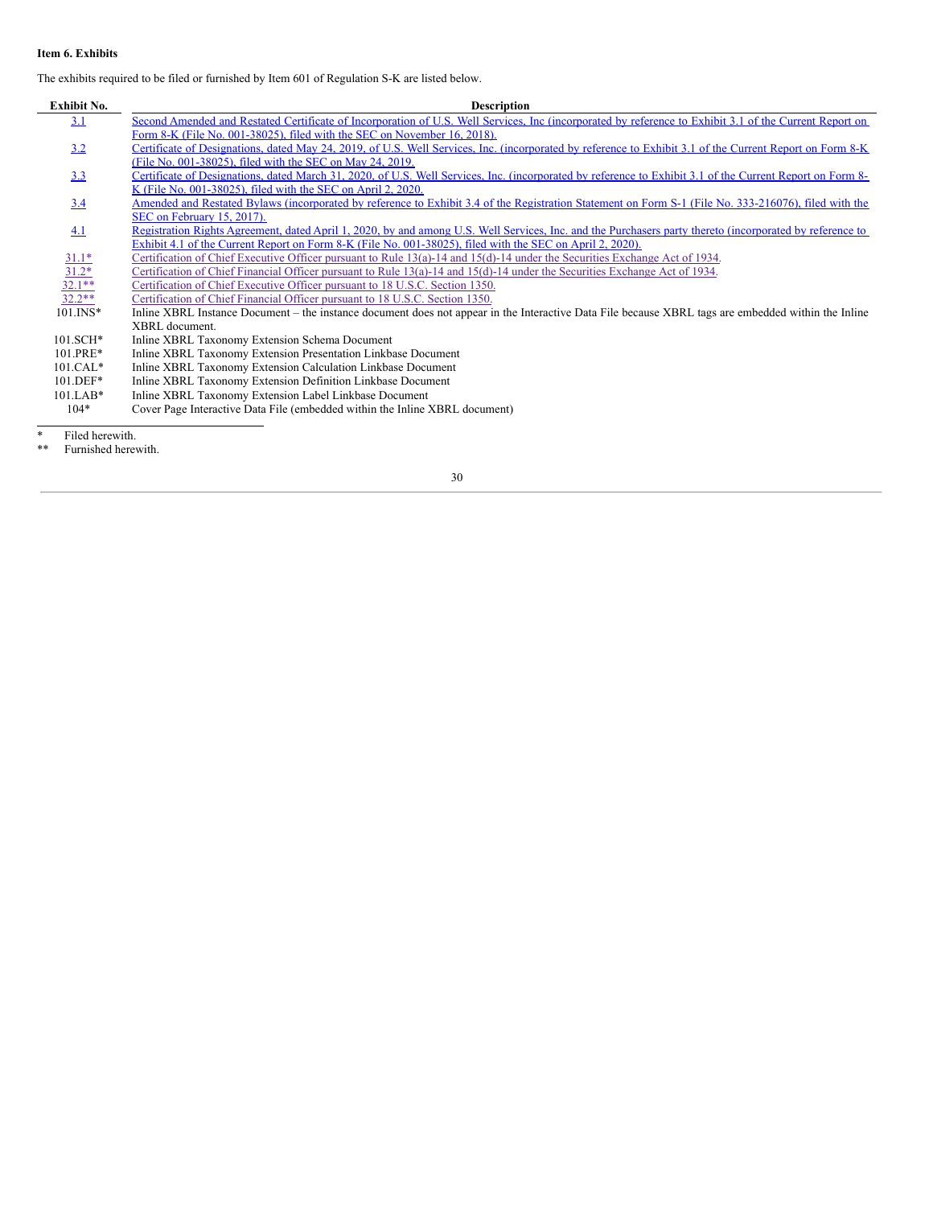**Item 6. Exhibits**

The exhibits required to be filed or furnished by Item 601 of Regulation S-K are listed below.

| Exhibit No. | Description |
| --- | --- |
| 3.1 | Second Amended and Restated Certificate of Incorporation of U.S. Well Services, Inc (incorporated by reference to Exhibit 3.1 of the Current Report on Form 8-K (File No. 001-38025), filed with the SEC on November 16, 2018). |
| 3.2 | Certificate of Designations, dated May 24, 2019, of U.S. Well Services, Inc. (incorporated by reference to Exhibit 3.1 of the Current Report on Form 8-K (File No. 001-38025), filed with the SEC on May 24, 2019. |
| 3.3 | Certificate of Designations, dated March 31, 2020, of U.S. Well Services, Inc. (incorporated by reference to Exhibit 3.1 of the Current Report on Form 8-K (File No. 001-38025), filed with the SEC on April 2, 2020. |
| 3.4 | Amended and Restated Bylaws (incorporated by reference to Exhibit 3.4 of the Registration Statement on Form S-1 (File No. 333-216076), filed with the SEC on February 15, 2017). |
| 4.1 | Registration Rights Agreement, dated April 1, 2020, by and among U.S. Well Services, Inc. and the Purchasers party thereto (incorporated by reference to Exhibit 4.1 of the Current Report on Form 8-K (File No. 001-38025), filed with the SEC on April 2, 2020). |
| 31.1* | Certification of Chief Executive Officer pursuant to Rule 13(a)-14 and 15(d)-14 under the Securities Exchange Act of 1934. |
| 31.2* | Certification of Chief Financial Officer pursuant to Rule 13(a)-14 and 15(d)-14 under the Securities Exchange Act of 1934. |
| 32.1** | Certification of Chief Executive Officer pursuant to 18 U.S.C. Section 1350. |
| 32.2** | Certification of Chief Financial Officer pursuant to 18 U.S.C. Section 1350. |
| 101.INS* | Inline XBRL Instance Document – the instance document does not appear in the Interactive Data File because XBRL tags are embedded within the Inline XBRL document. |
| 101.SCH* | Inline XBRL Taxonomy Extension Schema Document |
| 101.PRE* | Inline XBRL Taxonomy Extension Presentation Linkbase Document |
| 101.CAL* | Inline XBRL Taxonomy Extension Calculation Linkbase Document |
| 101.DEF* | Inline XBRL Taxonomy Extension Definition Linkbase Document |
| 101.LAB* | Inline XBRL Taxonomy Extension Label Linkbase Document |
| 104* | Cover Page Interactive Data File (embedded within the Inline XBRL document) |

\* Filed herewith.

** Furnished herewith.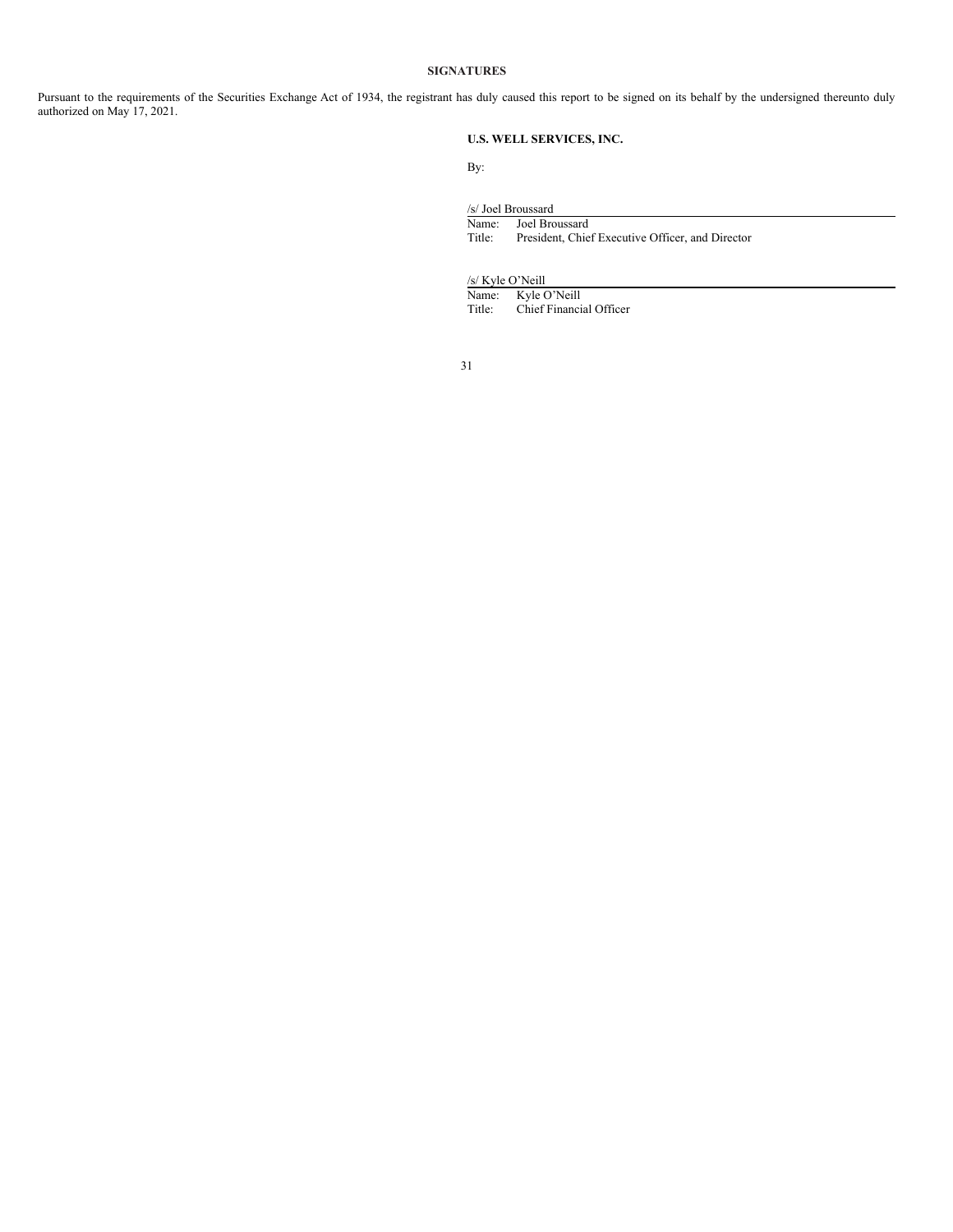## SIGNATURES

Pursuant to the requirements of the Securities Exchange Act of 1934, the registrant has duly caused this report to be signed on its behalf by the undersigned thereunto duly authorized on May 17, 2021.

**U.S. WELL SERVICES, INC.**

By:

/s/ Joel Broussard

Name: Joel Broussard
Title: President, Chief Executive Officer, and Director

/s/ Kyle O'Neill

Name: Kyle O'Neill
Title: Chief Financial Officer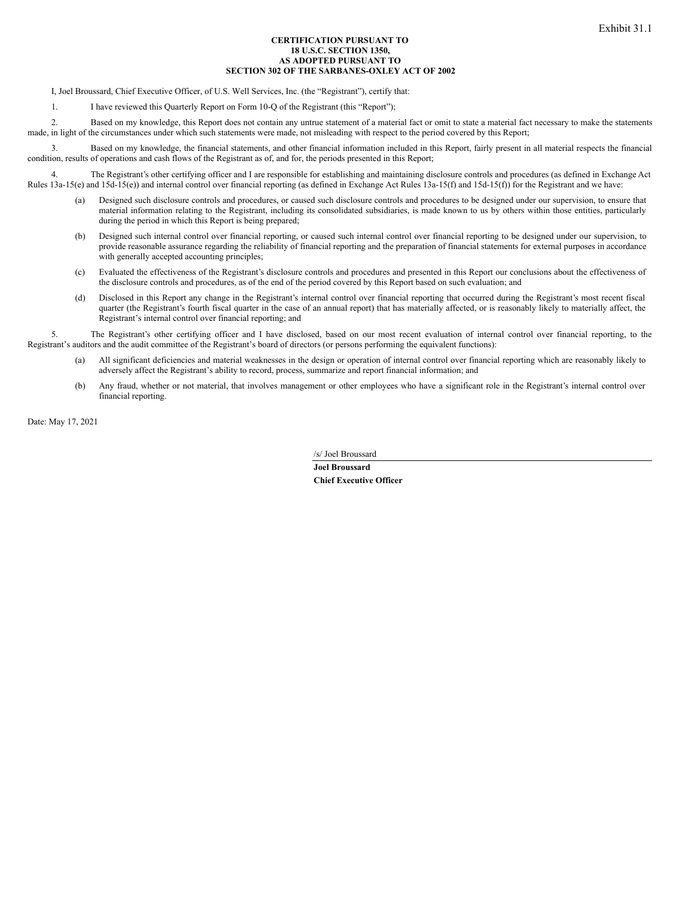Exhibit 31.1

**CERTIFICATION PURSUANT TO**
**18 U.S.C. SECTION 1350,**
**AS ADOPTED PURSUANT TO**
**SECTION 302 OF THE SARBANES-OXLEY ACT OF 2002**

I, Joel Broussard, Chief Executive Officer, of U.S. Well Services, Inc. (the "Registrant"), certify that:

1. I have reviewed this Quarterly Report on Form 10-Q of the Registrant (this "Report");

2. Based on my knowledge, this Report does not contain any untrue statement of a material fact or omit to state a material fact necessary to make the statements made, in light of the circumstances under which such statements were made, not misleading with respect to the period covered by this Report;

3. Based on my knowledge, the financial statements, and other financial information included in this Report, fairly present in all material respects the financial condition, results of operations and cash flows of the Registrant as of, and for, the periods presented in this Report;

4. The Registrant's other certifying officer and I are responsible for establishing and maintaining disclosure controls and procedures (as defined in Exchange Act Rules 13a-15(e) and 15d-15(e)) and internal control over financial reporting (as defined in Exchange Act Rules 13a-15(f) and 15d-15(f)) for the Registrant and we have:

(a) Designed such disclosure controls and procedures, or caused such disclosure controls and procedures to be designed under our supervision, to ensure that material information relating to the Registrant, including its consolidated subsidiaries, is made known to us by others within those entities, particularly during the period in which this Report is being prepared;

(b) Designed such internal control over financial reporting, or caused such internal control over financial reporting to be designed under our supervision, to provide reasonable assurance regarding the reliability of financial reporting and the preparation of financial statements for external purposes in accordance with generally accepted accounting principles;

(c) Evaluated the effectiveness of the Registrant's disclosure controls and procedures and presented in this Report our conclusions about the effectiveness of the disclosure controls and procedures, as of the end of the period covered by this Report based on such evaluation; and

(d) Disclosed in this Report any change in the Registrant's internal control over financial reporting that occurred during the Registrant's most recent fiscal quarter (the Registrant's fourth fiscal quarter in the case of an annual report) that has materially affected, or is reasonably likely to materially affect, the Registrant's internal control over financial reporting; and

5. The Registrant's other certifying officer and I have disclosed, based on our most recent evaluation of internal control over financial reporting, to the Registrant's auditors and the audit committee of the Registrant's board of directors (or persons performing the equivalent functions):

(a) All significant deficiencies and material weaknesses in the design or operation of internal control over financial reporting which are reasonably likely to adversely affect the Registrant's ability to record, process, summarize and report financial information; and

(b) Any fraud, whether or not material, that involves management or other employees who have a significant role in the Registrant's internal control over financial reporting.

Date: May 17, 2021

/s/ Joel Broussard

**Joel Broussard**
**Chief Executive Officer**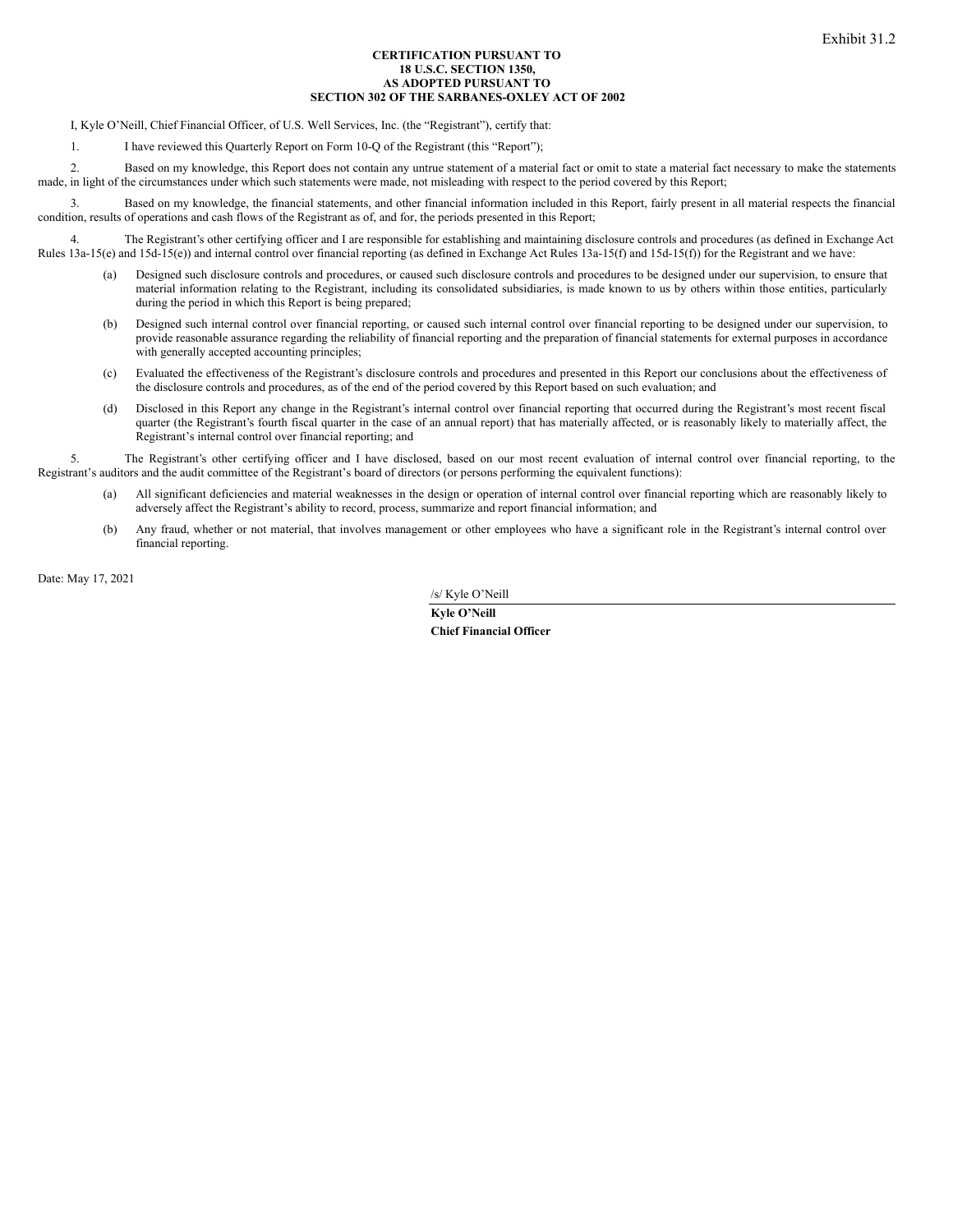Exhibit 31.2

**CERTIFICATION PURSUANT TO**
**18 U.S.C. SECTION 1350,**
**AS ADOPTED PURSUANT TO**
**SECTION 302 OF THE SARBANES-OXLEY ACT OF 2002**

I, Kyle O'Neill, Chief Financial Officer, of U.S. Well Services, Inc. (the "Registrant"), certify that:

1. I have reviewed this Quarterly Report on Form 10-Q of the Registrant (this "Report");

2. Based on my knowledge, this Report does not contain any untrue statement of a material fact or omit to state a material fact necessary to make the statements made, in light of the circumstances under which such statements were made, not misleading with respect to the period covered by this Report;

3. Based on my knowledge, the financial statements, and other financial information included in this Report, fairly present in all material respects the financial condition, results of operations and cash flows of the Registrant as of, and for, the periods presented in this Report;

4. The Registrant's other certifying officer and I are responsible for establishing and maintaining disclosure controls and procedures (as defined in Exchange Act Rules 13a-15(e) and 15d-15(e)) and internal control over financial reporting (as defined in Exchange Act Rules 13a-15(f) and 15d-15(f)) for the Registrant and we have:

(a) Designed such disclosure controls and procedures, or caused such disclosure controls and procedures to be designed under our supervision, to ensure that material information relating to the Registrant, including its consolidated subsidiaries, is made known to us by others within those entities, particularly during the period in which this Report is being prepared;

(b) Designed such internal control over financial reporting, or caused such internal control over financial reporting to be designed under our supervision, to provide reasonable assurance regarding the reliability of financial reporting and the preparation of financial statements for external purposes in accordance with generally accepted accounting principles;

(c) Evaluated the effectiveness of the Registrant's disclosure controls and procedures and presented in this Report our conclusions about the effectiveness of the disclosure controls and procedures, as of the end of the period covered by this Report based on such evaluation; and

(d) Disclosed in this Report any change in the Registrant's internal control over financial reporting that occurred during the Registrant's most recent fiscal quarter (the Registrant's fourth fiscal quarter in the case of an annual report) that has materially affected, or is reasonably likely to materially affect, the Registrant's internal control over financial reporting; and

5. The Registrant's other certifying officer and I have disclosed, based on our most recent evaluation of internal control over financial reporting, to the Registrant's auditors and the audit committee of the Registrant's board of directors (or persons performing the equivalent functions):

(a) All significant deficiencies and material weaknesses in the design or operation of internal control over financial reporting which are reasonably likely to adversely affect the Registrant's ability to record, process, summarize and report financial information; and

(b) Any fraud, whether or not material, that involves management or other employees who have a significant role in the Registrant's internal control over financial reporting.

Date: May 17, 2021

/s/ Kyle O'Neill

**Kyle O'Neill**
**Chief Financial Officer**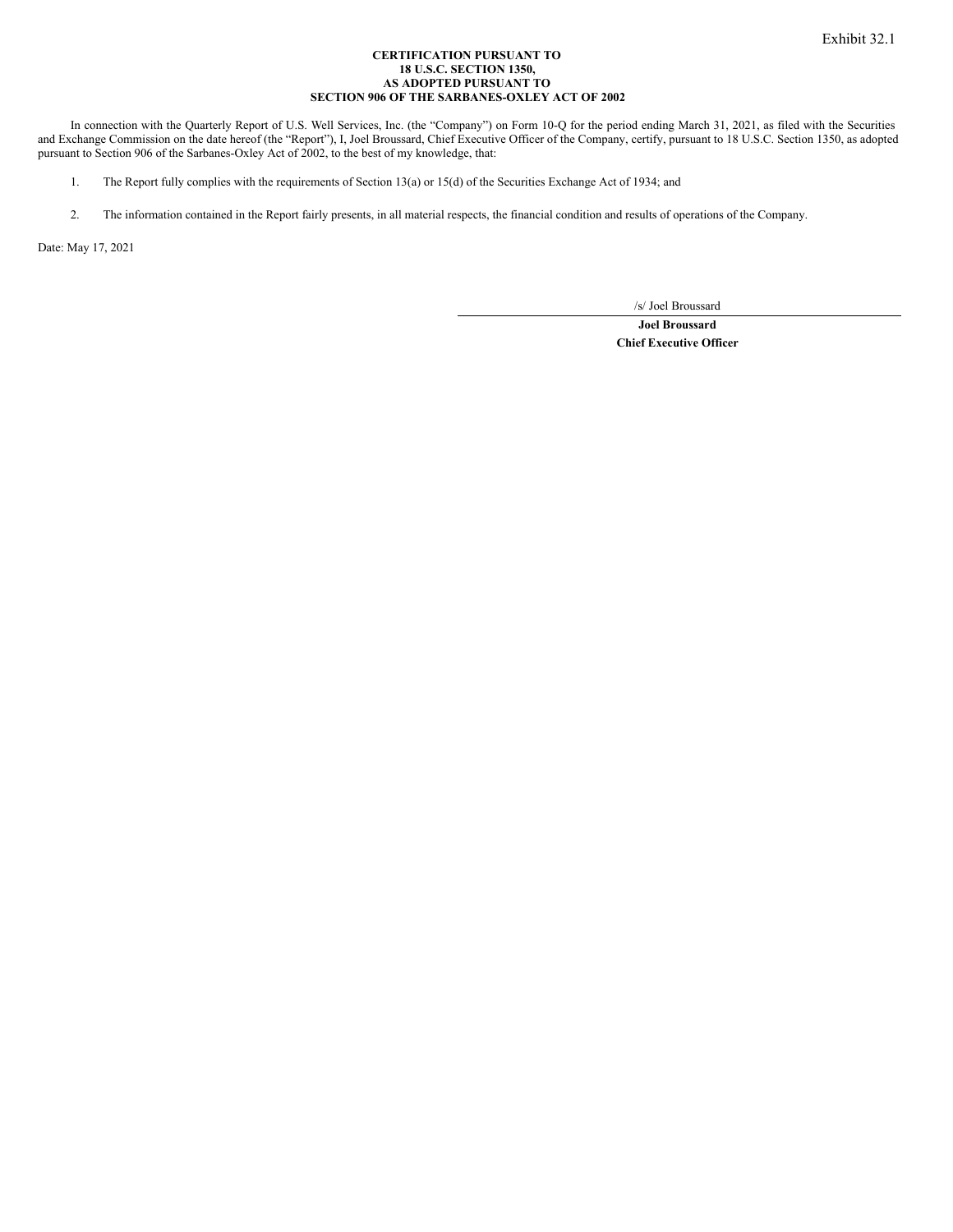Exhibit 32.1

**CERTIFICATION PURSUANT TO**
**18 U.S.C. SECTION 1350,**
**AS ADOPTED PURSUANT TO**
**SECTION 906 OF THE SARBANES-OXLEY ACT OF 2002**

In connection with the Quarterly Report of U.S. Well Services, Inc. (the "Company") on Form 10-Q for the period ending March 31, 2021, as filed with the Securities and Exchange Commission on the date hereof (the "Report"), I, Joel Broussard, Chief Executive Officer of the Company, certify, pursuant to 18 U.S.C. Section 1350, as adopted pursuant to Section 906 of the Sarbanes-Oxley Act of 2002, to the best of my knowledge, that:

1. The Report fully complies with the requirements of Section 13(a) or 15(d) of the Securities Exchange Act of 1934; and

2. The information contained in the Report fairly presents, in all material respects, the financial condition and results of operations of the Company.

Date: May 17, 2021

/s/ Joel Broussard

**Joel Broussard**
**Chief Executive Officer**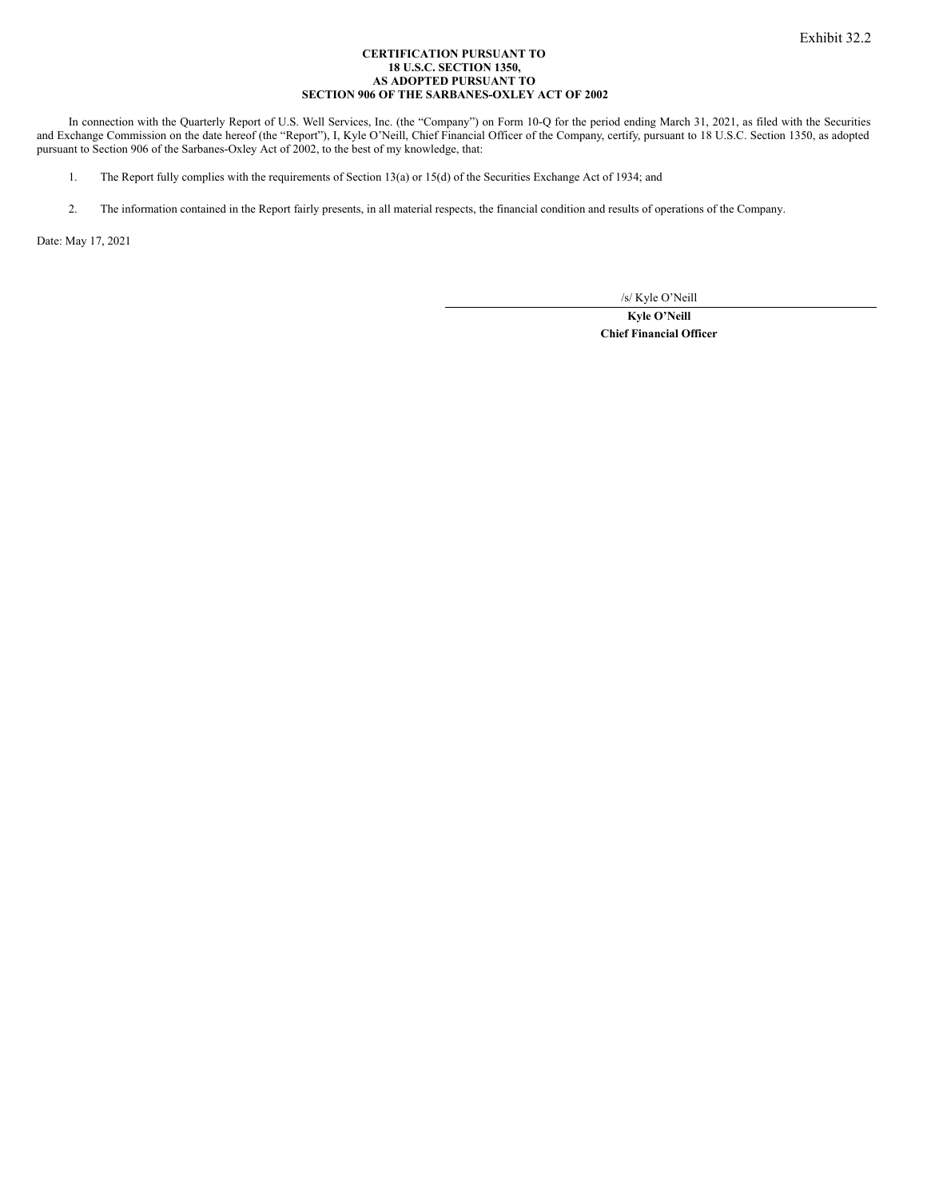Exhibit 32.2

**CERTIFICATION PURSUANT TO
18 U.S.C. SECTION 1350,
AS ADOPTED PURSUANT TO
SECTION 906 OF THE SARBANES-OXLEY ACT OF 2002**

In connection with the Quarterly Report of U.S. Well Services, Inc. (the "Company") on Form 10-Q for the period ending March 31, 2021, as filed with the Securities and Exchange Commission on the date hereof (the "Report"), I, Kyle O'Neill, Chief Financial Officer of the Company, certify, pursuant to 18 U.S.C. Section 1350, as adopted pursuant to Section 906 of the Sarbanes-Oxley Act of 2002, to the best of my knowledge, that:

1. The Report fully complies with the requirements of Section 13(a) or 15(d) of the Securities Exchange Act of 1934; and

2. The information contained in the Report fairly presents, in all material respects, the financial condition and results of operations of the Company.

Date: May 17, 2021

/s/ Kyle O'Neill

**Kyle O'Neill**

**Chief Financial Officer**